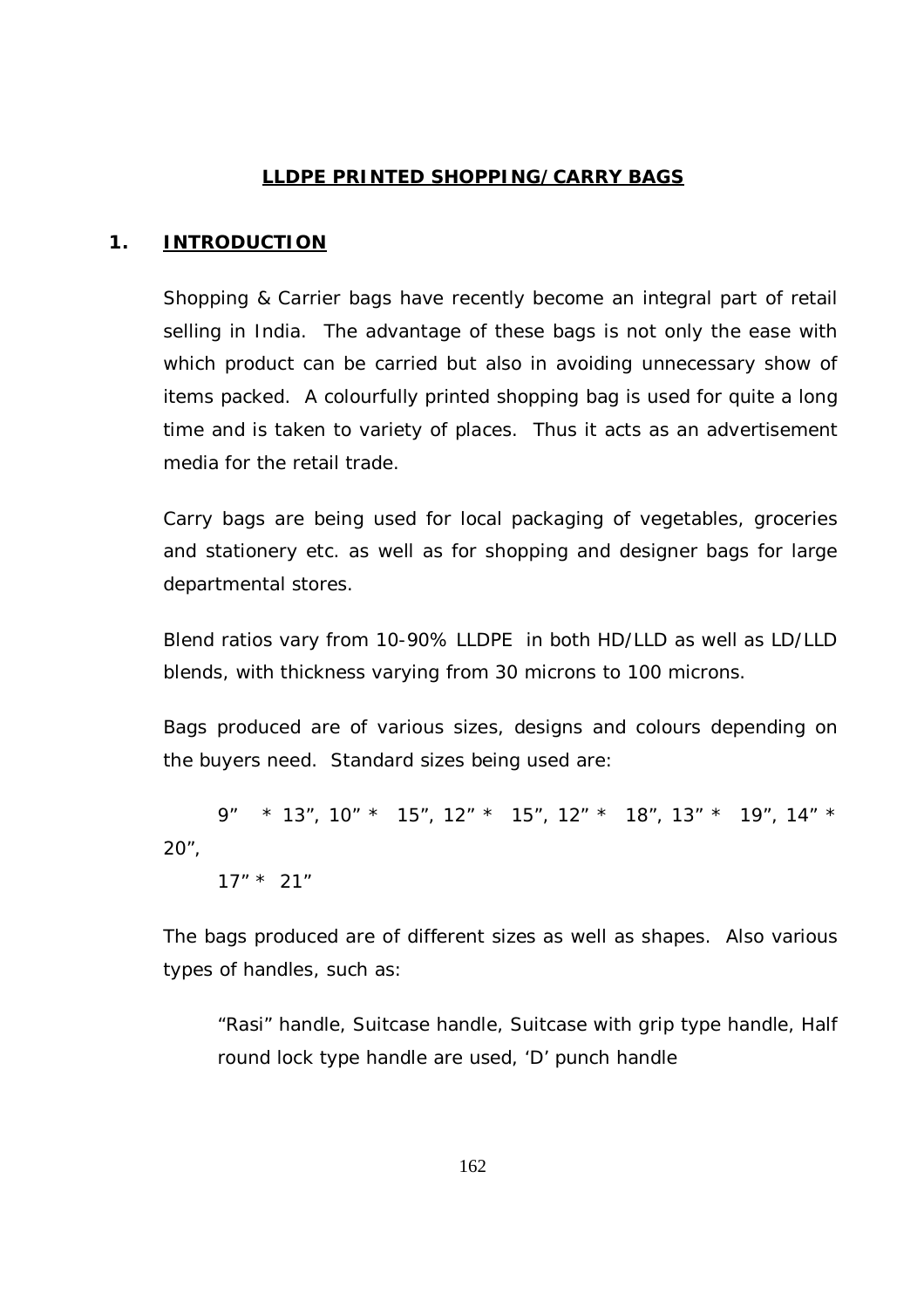# LLDPE PRINTED SHOPPING/CARRY BAGS

## 1. INTRODUCTION

Shopping & Carrier bags have recently become an integral part of retail selling in India. The advantage of these bags is not only the ease with which product can be carried but also in avoiding unnecessary show of items packed. A colourfully printed shopping bag is used for quite a long time and is taken to variety of places. Thus it acts as an advertisement media for the retail trade.

Carry bags are being used for local packaging of vegetables, groceries and stationery etc. as well as for shopping and designer bags for large departmental stores.

Blend ratios vary from 10-90% LLDPE in both HD/LLD as well as LD/LLD blends, with thickness varying from 30 microns to 100 microns.

Bags produced are of various sizes, designs and colours depending on the buyers need. Standard sizes being used are:

9" * 13", 10" * 15", 12" * 15", 12" * 18", 13" * 19", 14" * 20",
17" * 21"

The bags produced are of different sizes as well as shapes. Also various types of handles, such as:

"Rasi" handle, Suitcase handle, Suitcase with grip type handle, Half round lock type handle are used, 'D' punch handle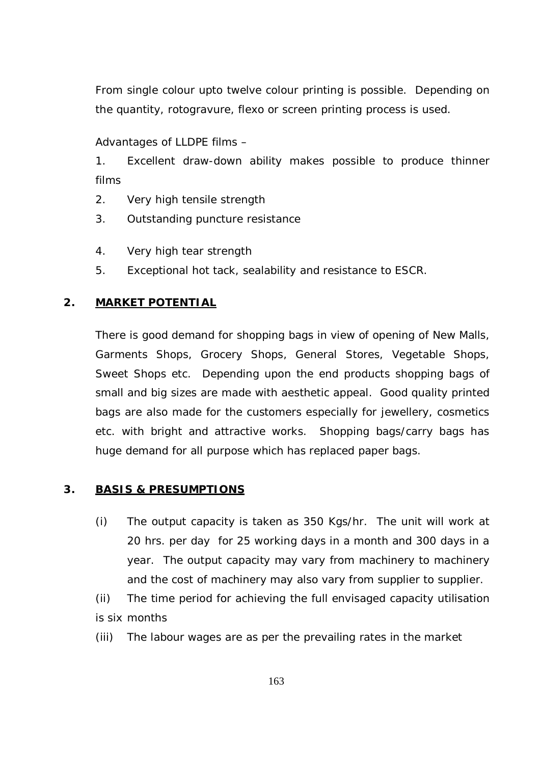From single colour upto twelve colour printing is possible. Depending on the quantity, rotogravure, flexo or screen printing process is used.

Advantages of LLDPE films –

1. Excellent draw-down ability makes possible to produce thinner films
2. Very high tensile strength
3. Outstanding puncture resistance
4. Very high tear strength
5. Exceptional hot tack, sealability and resistance to ESCR.

## 2. MARKET POTENTIAL

There is good demand for shopping bags in view of opening of New Malls, Garments Shops, Grocery Shops, General Stores, Vegetable Shops, Sweet Shops etc. Depending upon the end products shopping bags of small and big sizes are made with aesthetic appeal. Good quality printed bags are also made for the customers especially for jewellery, cosmetics etc. with bright and attractive works. Shopping bags/carry bags has huge demand for all purpose which has replaced paper bags.

## 3. BASIS & PRESUMPTIONS

(i) The output capacity is taken as 350 Kgs/hr. The unit will work at 20 hrs. per day for 25 working days in a month and 300 days in a year. The output capacity may vary from machinery to machinery and the cost of machinery may also vary from supplier to supplier.

(ii) The time period for achieving the full envisaged capacity utilisation is six months

(iii) The labour wages are as per the prevailing rates in the market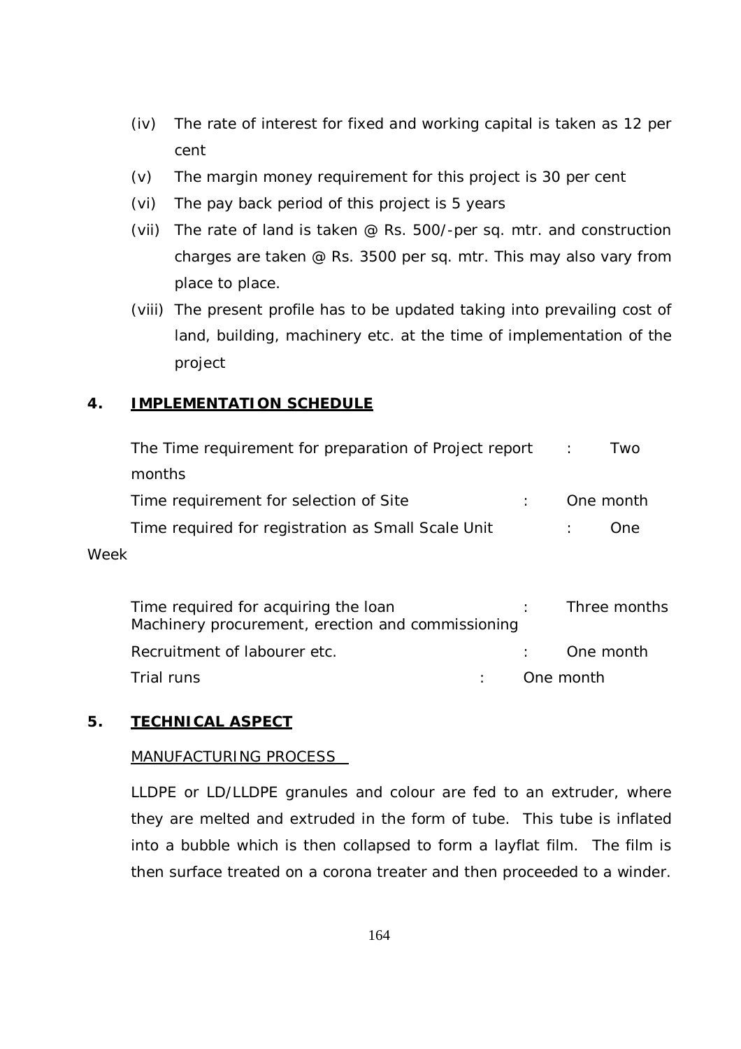(iv) The rate of interest for fixed and working capital is taken as 12 per cent

(v) The margin money requirement for this project is 30 per cent

(vi) The pay back period of this project is 5 years

(vii) The rate of land is taken @ Rs. 500/-per sq. mtr. and construction charges are taken @ Rs. 3500 per sq. mtr. This may also vary from place to place.

(viii) The present profile has to be updated taking into prevailing cost of land, building, machinery etc. at the time of implementation of the project

## 4. IMPLEMENTATION SCHEDULE

| | | |
|---|---|---|
| The Time requirement for preparation of Project report | : | Two months |
| Time requirement for selection of Site | : | One month |
| Time required for registration as Small Scale Unit | : | One Week |
| Time required for acquiring the loan | : | Three months |
| Machinery procurement, erection and commissioning | | |
| Recruitment of labourer etc. | : | One month |
| Trial runs | : | One month |

## 5. TECHNICAL ASPECT

MANUFACTURING PROCESS

LLDPE or LD/LLDPE granules and colour are fed to an extruder, where they are melted and extruded in the form of tube. This tube is inflated into a bubble which is then collapsed to form a layflat film. The film is then surface treated on a corona treater and then proceeded to a winder.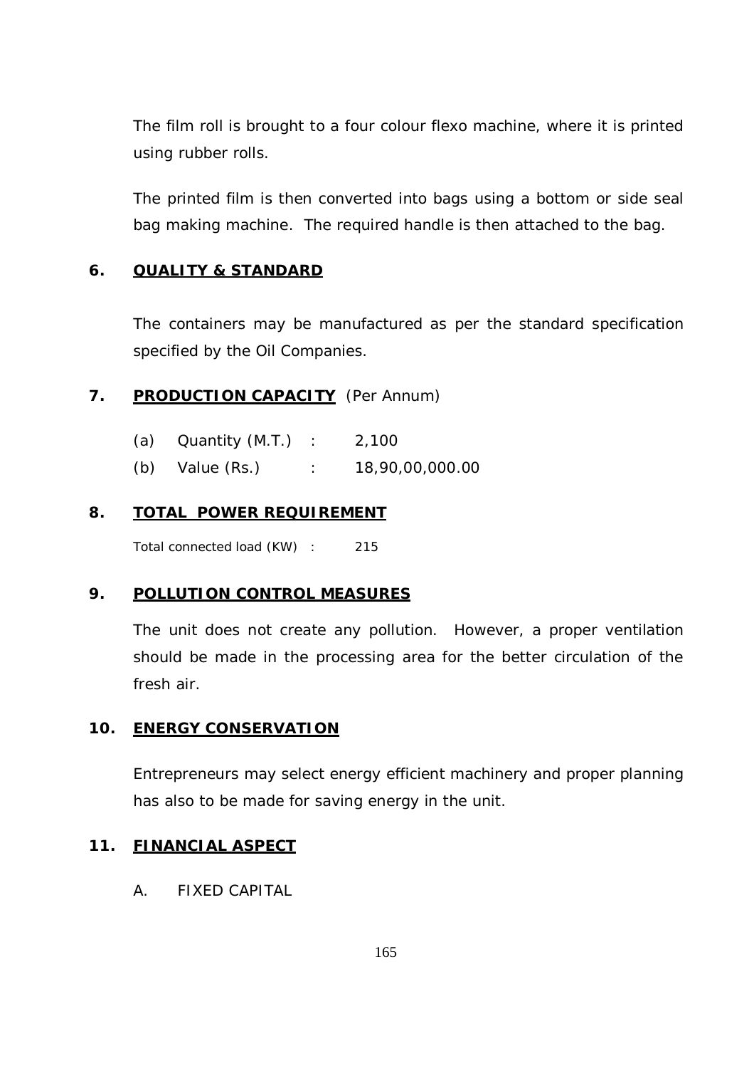The film roll is brought to a four colour flexo machine, where it is printed using rubber rolls.

The printed film is then converted into bags using a bottom or side seal bag making machine. The required handle is then attached to the bag.

## 6. QUALITY & STANDARD

The containers may be manufactured as per the standard specification specified by the Oil Companies.

## 7. PRODUCTION CAPACITY (Per Annum)

| | | | |
|---|---|---|---|
| (a) | Quantity (M.T.) | : | 2,100 |
| (b) | Value (Rs.) | : | 18,90,00,000.00 |

## 8. TOTAL POWER REQUIREMENT

Total connected load (KW) : 215

## 9. POLLUTION CONTROL MEASURES

The unit does not create any pollution. However, a proper ventilation should be made in the processing area for the better circulation of the fresh air.

## 10. ENERGY CONSERVATION

Entrepreneurs may select energy efficient machinery and proper planning has also to be made for saving energy in the unit.

## 11. FINANCIAL ASPECT

A. FIXED CAPITAL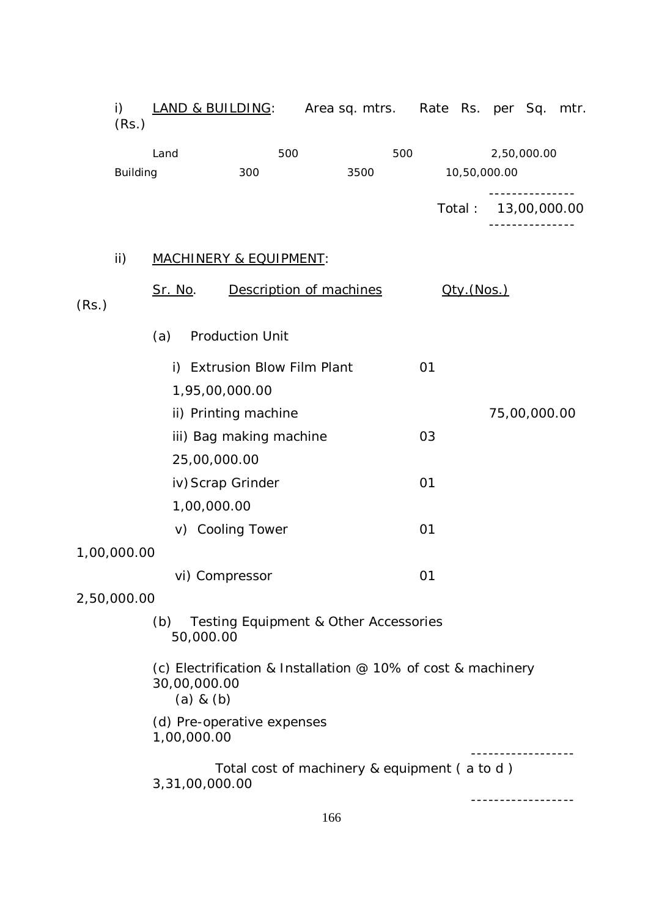i) LAND & BUILDING:

| | Area sq. mtrs. | Rate Rs. per Sq. mtr. | (Rs.) |
|---|---|---|---|
| Land | 500 | 500 | 2,50,000.00 |
| Building | 300 | 3500 | 10,50,000.00 |
| | | Total : | 13,00,000.00 |

ii) MACHINERY & EQUIPMENT:

| Sr. No. | Description of machines | Qty.(Nos.) | (Rs.) |
|---|---|---|---|
| (a) | Production Unit | | |
| | i) Extrusion Blow Film Plant | 01 | 1,95,00,000.00 |
| | ii) Printing machine | | 75,00,000.00 |
| | iii) Bag making machine | 03 | 25,00,000.00 |
| | iv) Scrap Grinder | 01 | 1,00,000.00 |
| | v) Cooling Tower | 01 | 1,00,000.00 |
| | vi) Compressor | 01 | 2,50,000.00 |
| (b) | Testing Equipment & Other Accessories | | 50,000.00 |
| (c) | Electrification & Installation @ 10% of cost & machinery (a) & (b) | | 30,00,000.00 |
| (d) | Pre-operative expenses | | 1,00,000.00 |
| | Total cost of machinery & equipment ( a to d ) | | 3,31,00,000.00 |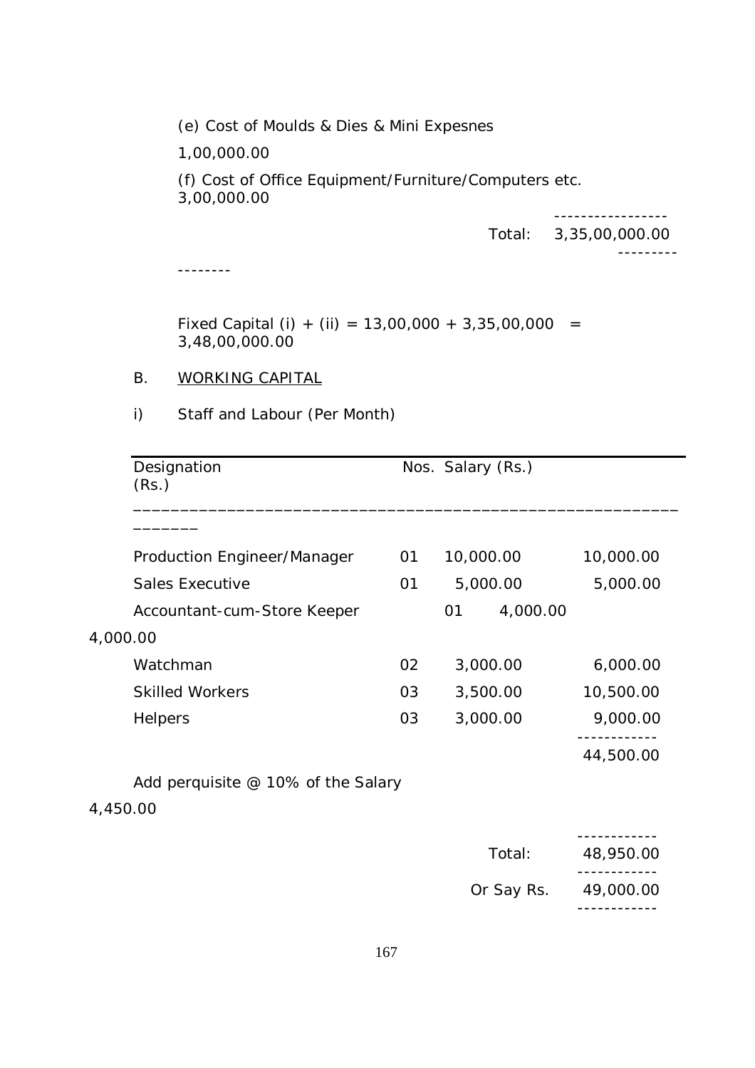(e) Cost of Moulds & Dies & Mini Expesnes

1,00,000.00

(f) Cost of Office Equipment/Furniture/Computers etc. 3,00,000.00

Total: 3,35,00,000.00

Fixed Capital (i) + (ii) = 13,00,000 + 3,35,00,000 = 3,48,00,000.00

B. <u>WORKING CAPITAL</u>

i) Staff and Labour (Per Month)

| Designation | Nos. | Salary (Rs.) | (Rs.) |
|---|---|---|---|
| Production Engineer/Manager | 01 | 10,000.00 | 10,000.00 |
| Sales Executive | 01 | 5,000.00 | 5,000.00 |
| Accountant-cum-Store Keeper | 01 | 4,000.00 | 4,000.00 |
| Watchman | 02 | 3,000.00 | 6,000.00 |
| Skilled Workers | 03 | 3,500.00 | 10,500.00 |
| Helpers | 03 | 3,000.00 | 9,000.00 |
| | | | 44,500.00 |
| Add perquisite @ 10% of the Salary | | | 4,450.00 |
| | | Total: | 48,950.00 |
| | | Or Say Rs. | 49,000.00 |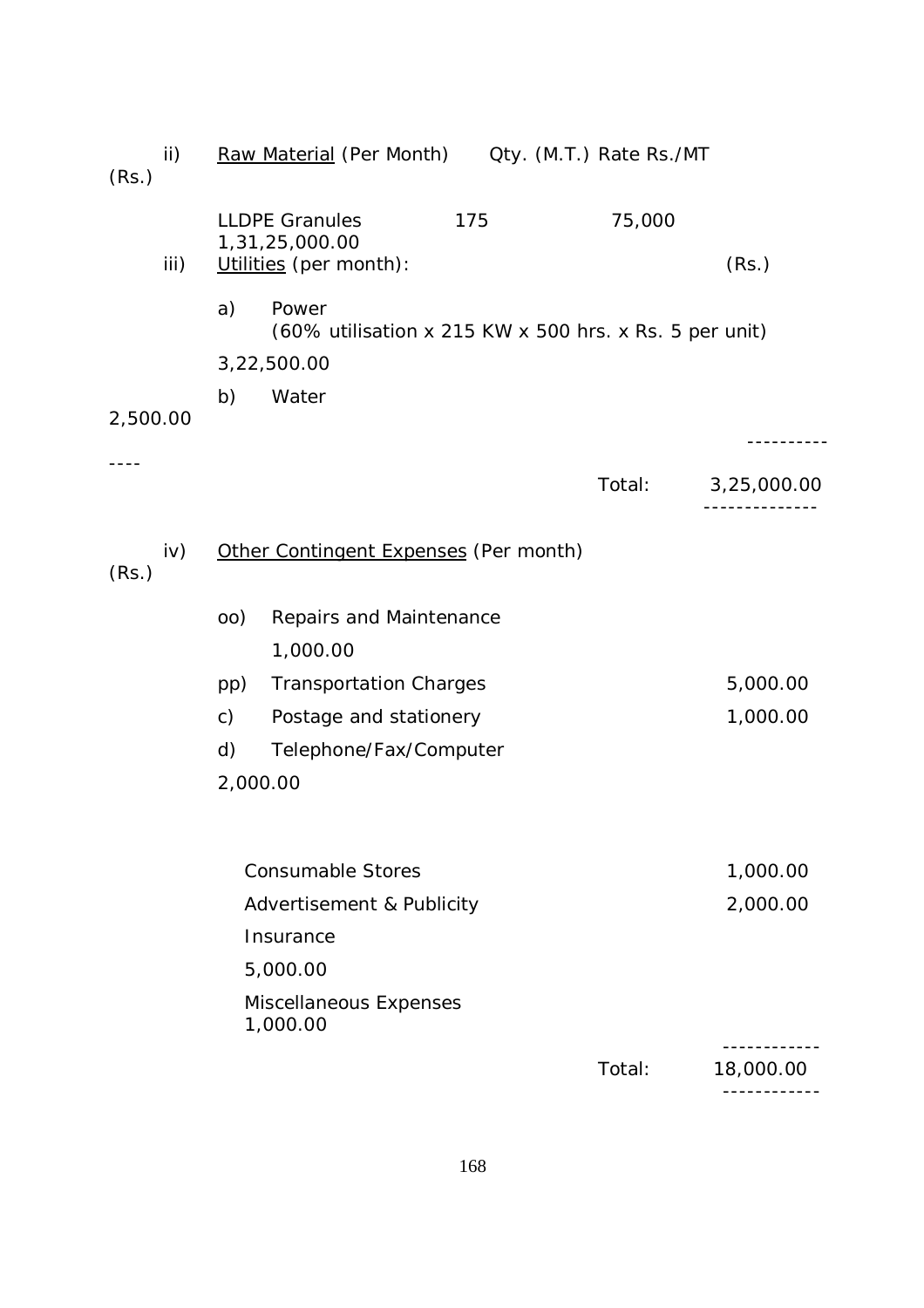ii) Raw Material (Per Month)

| | Qty. (M.T.) | Rate Rs./MT | (Rs.) |
|---|---|---|---|
| LLDPE Granules | 175 | 75,000 | 1,31,25,000.00 |

iii) Utilities (per month):

| | | (Rs.) |
|---|---|---|
| a) | Power (60% utilisation x 215 KW x 500 hrs. x Rs. 5 per unit) | 3,22,500.00 |
| b) | Water | 2,500.00 |
| | Total: | 3,25,000.00 |

iv) Other Contingent Expenses (Per month)

| | | (Rs.) |
|---|---|---|
| oo) | Repairs and Maintenance | 1,000.00 |
| pp) | Transportation Charges | 5,000.00 |
| c) | Postage and stationery | 1,000.00 |
| d) | Telephone/Fax/Computer | 2,000.00 |
| | Consumable Stores | 1,000.00 |
| | Advertisement & Publicity | 2,000.00 |
| | Insurance | 5,000.00 |
| | Miscellaneous Expenses | 1,000.00 |
| | Total: | 18,000.00 |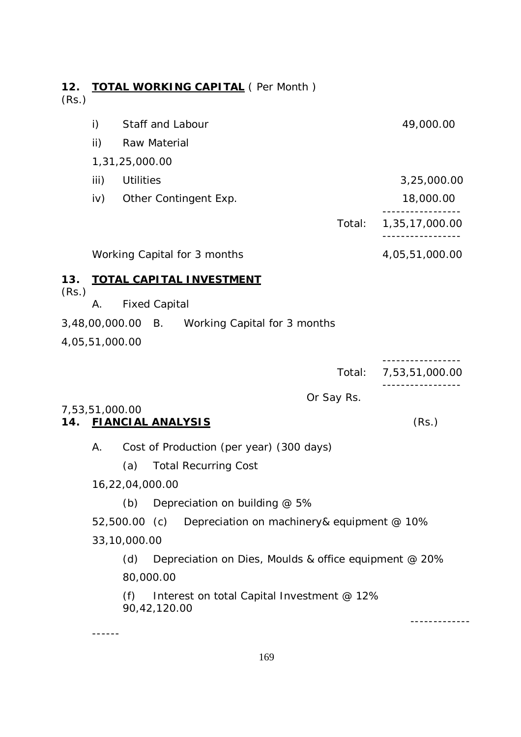## 12. TOTAL WORKING CAPITAL ( Per Month )

(Rs.)

| | | |
|---|---|---|
| i) | Staff and Labour | 49,000.00 |
| ii) | Raw Material | 1,31,25,000.00 |
| iii) | Utilities | 3,25,000.00 |
| iv) | Other Contingent Exp. | 18,000.00 |
| | Total: | 1,35,17,000.00 |

Working Capital for 3 months 4,05,51,000.00

## 13. TOTAL CAPITAL INVESTMENT

(Rs.)

| | | |
|---|---|---|
| A. | Fixed Capital | 3,48,00,000.00 |
| B. | Working Capital for 3 months | 4,05,51,000.00 |
| | Total: | 7,53,51,000.00 |
| | Or Say Rs. | 7,53,51,000.00 |

## 14. FIANCIAL ANALYSIS

(Rs.)

A. Cost of Production (per year) (300 days)

| | | |
|---|---|---|
| (a) | Total Recurring Cost | 16,22,04,000.00 |
| (b) | Depreciation on building @ 5% | 52,500.00 |
| (c) | Depreciation on machinery& equipment @ 10% | 33,10,000.00 |
| (d) | Depreciation on Dies, Moulds & office equipment @ 20% | 80,000.00 |
| (f) | Interest on total Capital Investment @ 12% | 90,42,120.00 |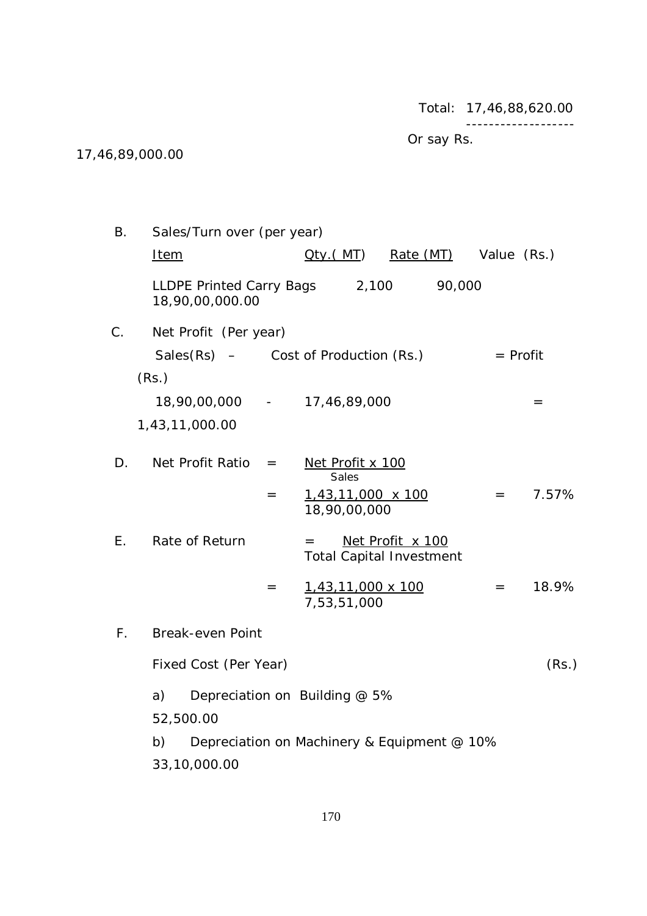Total: 17,46,88,620.00

Or say Rs. 17,46,89,000.00

B. Sales/Turn over (per year)

| Item | Qty.( MT) | Rate (MT) | Value (Rs.) |
|---|---|---|---|
| LLDPE Printed Carry Bags | 2,100 | 90,000 | 18,90,00,000.00 |

C. Net Profit (Per year)

Sales(Rs) – Cost of Production (Rs.) = Profit (Rs.)

18,90,00,000 - 17,46,89,000 = 1,43,11,000.00

D. Net Profit Ratio = $\frac{\text{Net Profit x 100}}{\text{Sales}}$

= $\frac{1,43,11,000 \text{ x } 100}{18,90,00,000}$ = 7.57%

E. Rate of Return = $\frac{\text{Net Profit x 100}}{\text{Total Capital Investment}}$

= $\frac{1,43,11,000 \text{ x } 100}{7,53,51,000}$ = 18.9%

F. Break-even Point

Fixed Cost (Per Year) (Rs.)

a) Depreciation on Building @ 5% 52,500.00

b) Depreciation on Machinery & Equipment @ 10% 33,10,000.00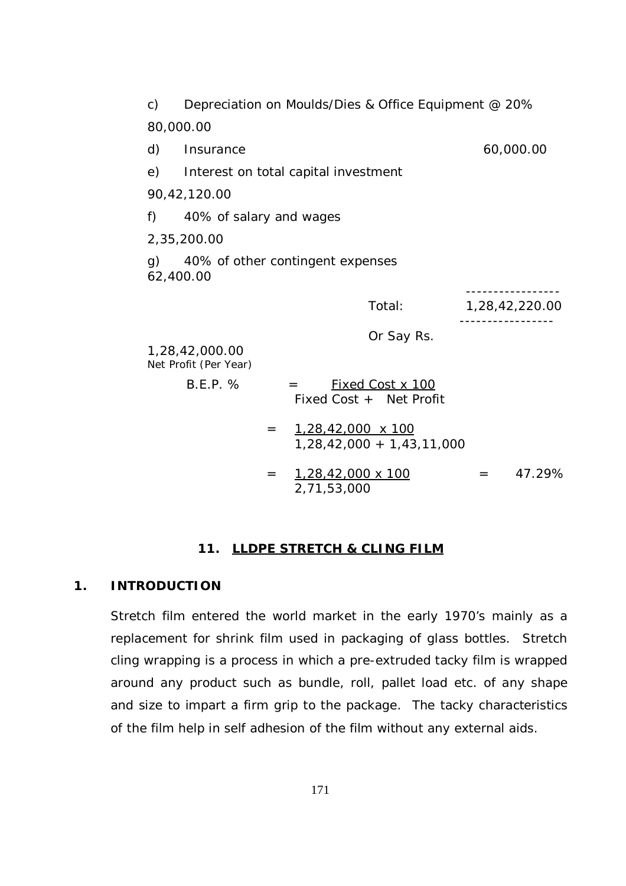c) Depreciation on Moulds/Dies & Office Equipment @ 20% 80,000.00

d) Insurance 60,000.00

e) Interest on total capital investment 90,42,120.00

f) 40% of salary and wages 2,35,200.00

g) 40% of other contingent expenses 62,400.00

| | |
|---|---|
| Total: | 1,28,42,220.00 |
| Or Say Rs. | 1,28,42,000.00 |

Net Profit (Per Year)

$$\text{B.E.P. \%} = \frac{\text{Fixed Cost} \times 100}{\text{Fixed Cost} + \text{Net Profit}}$$

$$= \frac{1,28,42,000 \times 100}{1,28,42,000 + 1,43,11,000}$$

$$= \frac{1,28,42,000 \times 100}{2,71,53,000} = 47.29\%$$

## 11. LLDPE STRETCH & CLING FILM

### 1. INTRODUCTION

Stretch film entered the world market in the early 1970's mainly as a replacement for shrink film used in packaging of glass bottles. Stretch cling wrapping is a process in which a pre-extruded tacky film is wrapped around any product such as bundle, roll, pallet load etc. of any shape and size to impart a firm grip to the package. The tacky characteristics of the film help in self adhesion of the film without any external aids.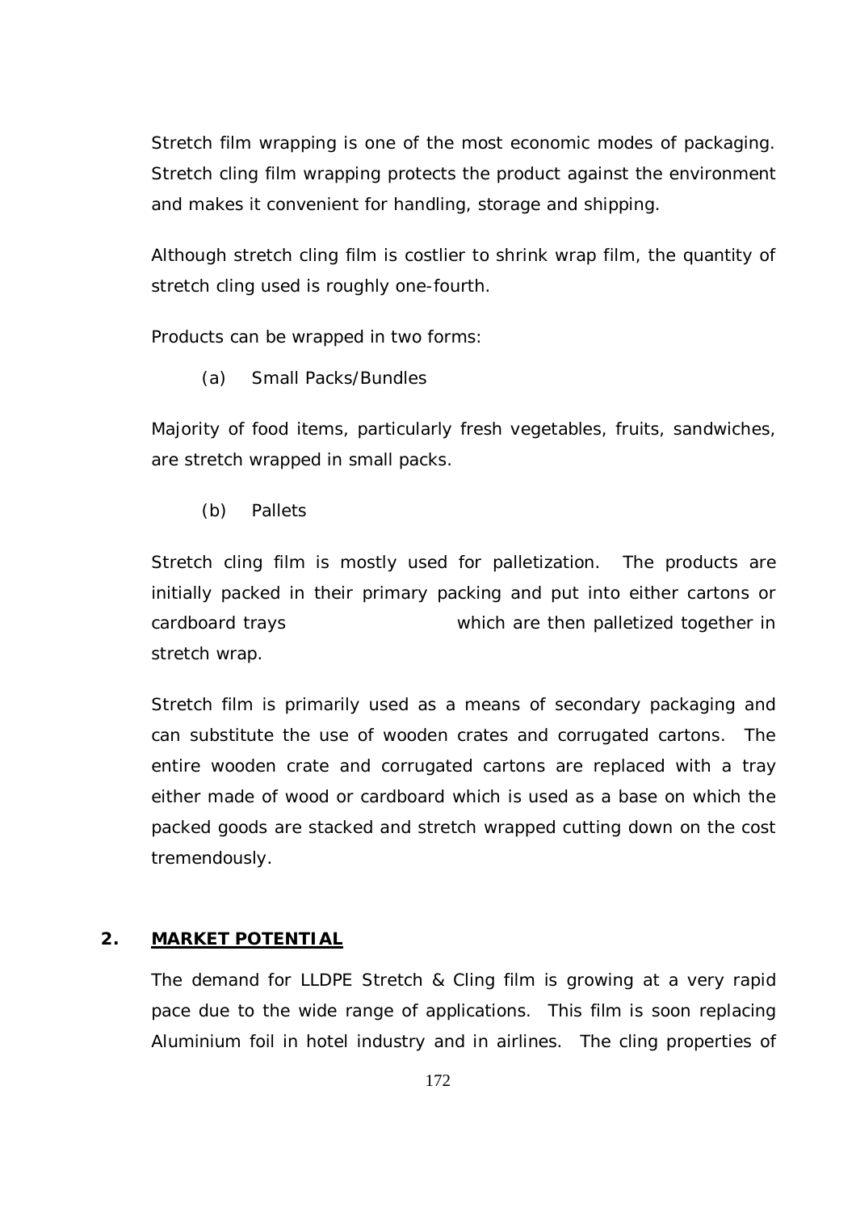Stretch film wrapping is one of the most economic modes of packaging. Stretch cling film wrapping protects the product against the environment and makes it convenient for handling, storage and shipping.

Although stretch cling film is costlier to shrink wrap film, the quantity of stretch cling used is roughly one-fourth.

Products can be wrapped in two forms:

(a) Small Packs/Bundles

Majority of food items, particularly fresh vegetables, fruits, sandwiches, are stretch wrapped in small packs.

(b) Pallets

Stretch cling film is mostly used for palletization. The products are initially packed in their primary packing and put into either cartons or cardboard trays which are then palletized together in stretch wrap.

Stretch film is primarily used as a means of secondary packaging and can substitute the use of wooden crates and corrugated cartons. The entire wooden crate and corrugated cartons are replaced with a tray either made of wood or cardboard which is used as a base on which the packed goods are stacked and stretch wrapped cutting down on the cost tremendously.

## 2. MARKET POTENTIAL

The demand for LLDPE Stretch & Cling film is growing at a very rapid pace due to the wide range of applications. This film is soon replacing Aluminium foil in hotel industry and in airlines. The cling properties of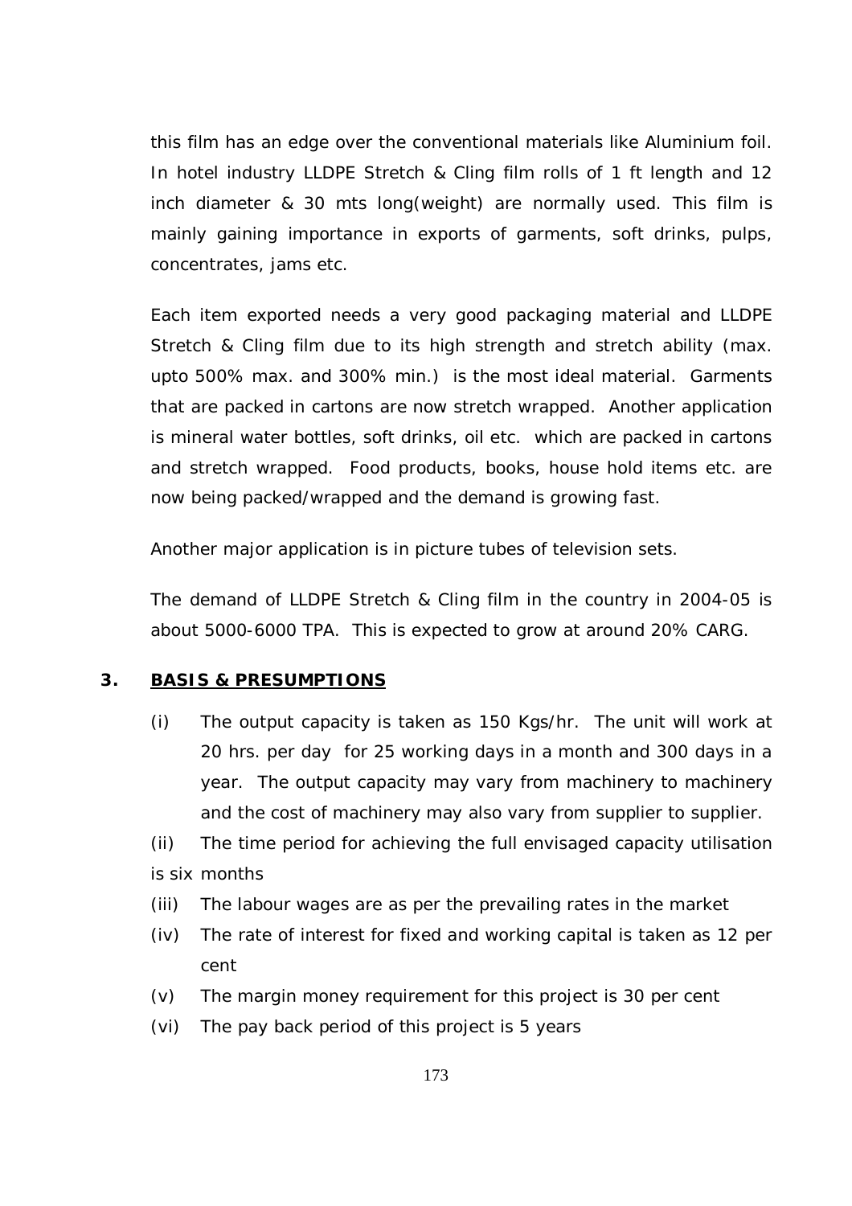this film has an edge over the conventional materials like Aluminium foil. In hotel industry LLDPE Stretch & Cling film rolls of 1 ft length and 12 inch diameter & 30 mts long(weight) are normally used. This film is mainly gaining importance in exports of garments, soft drinks, pulps, concentrates, jams etc.

Each item exported needs a very good packaging material and LLDPE Stretch & Cling film due to its high strength and stretch ability (max. upto 500% max. and 300% min.) is the most ideal material. Garments that are packed in cartons are now stretch wrapped. Another application is mineral water bottles, soft drinks, oil etc. which are packed in cartons and stretch wrapped. Food products, books, house hold items etc. are now being packed/wrapped and the demand is growing fast.

Another major application is in picture tubes of television sets.

The demand of LLDPE Stretch & Cling film in the country in 2004-05 is about 5000-6000 TPA. This is expected to grow at around 20% CARG.

## 3. BASIS & PRESUMPTIONS

(i) The output capacity is taken as 150 Kgs/hr. The unit will work at 20 hrs. per day for 25 working days in a month and 300 days in a year. The output capacity may vary from machinery to machinery and the cost of machinery may also vary from supplier to supplier.

(ii) The time period for achieving the full envisaged capacity utilisation is six months

(iii) The labour wages are as per the prevailing rates in the market

(iv) The rate of interest for fixed and working capital is taken as 12 per cent

(v) The margin money requirement for this project is 30 per cent

(vi) The pay back period of this project is 5 years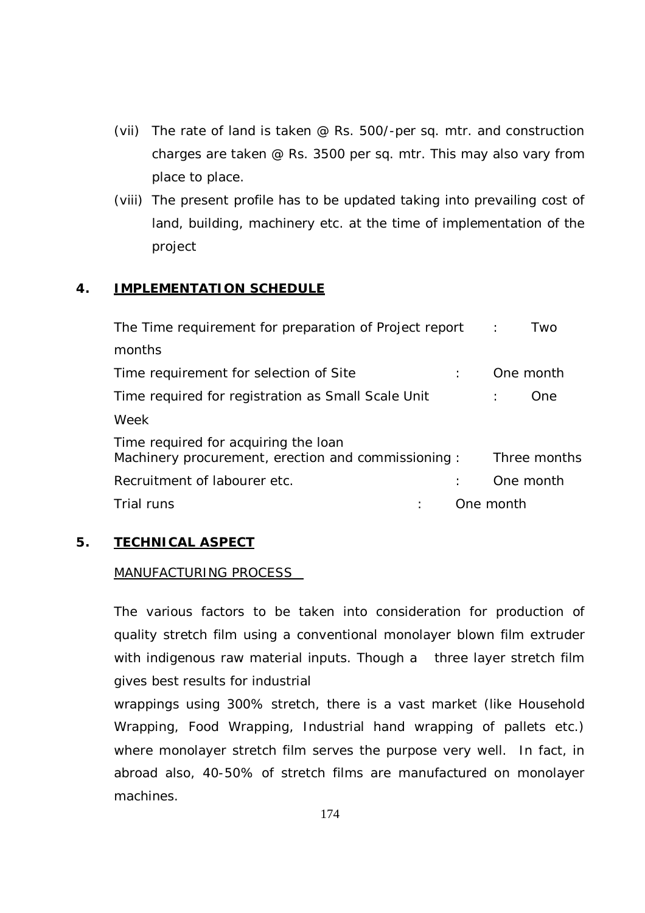(vii) The rate of land is taken @ Rs. 500/-per sq. mtr. and construction charges are taken @ Rs. 3500 per sq. mtr. This may also vary from place to place.

(viii) The present profile has to be updated taking into prevailing cost of land, building, machinery etc. at the time of implementation of the project

## 4. IMPLEMENTATION SCHEDULE

| | | |
|---|---|---|
| The Time requirement for preparation of Project report | : | Two months |
| Time requirement for selection of Site | : | One month |
| Time required for registration as Small Scale Unit | : | One Week |
| Time required for acquiring the loan Machinery procurement, erection and commissioning | : | Three months |
| Recruitment of labourer etc. | : | One month |
| Trial runs | : | One month |

## 5. TECHNICAL ASPECT

MANUFACTURING PROCESS

The various factors to be taken into consideration for production of quality stretch film using a conventional monolayer blown film extruder with indigenous raw material inputs. Though a three layer stretch film gives best results for industrial wrappings using 300% stretch, there is a vast market (like Household Wrapping, Food Wrapping, Industrial hand wrapping of pallets etc.) where monolayer stretch film serves the purpose very well. In fact, in abroad also, 40-50% of stretch films are manufactured on monolayer machines.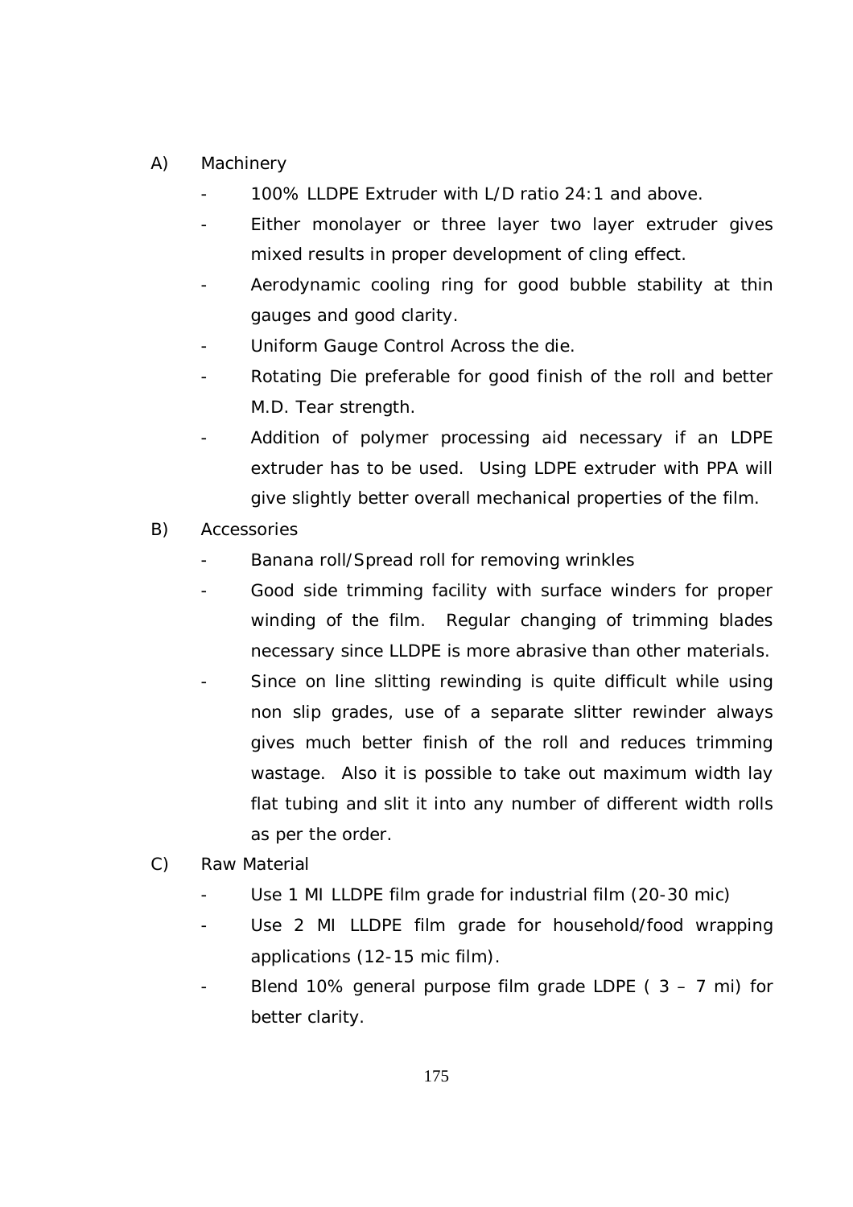A) Machinery

- 100% LLDPE Extruder with L/D ratio 24:1 and above.
- Either monolayer or three layer two layer extruder gives mixed results in proper development of cling effect.
- Aerodynamic cooling ring for good bubble stability at thin gauges and good clarity.
- Uniform Gauge Control Across the die.
- Rotating Die preferable for good finish of the roll and better M.D. Tear strength.
- Addition of polymer processing aid necessary if an LDPE extruder has to be used. Using LDPE extruder with PPA will give slightly better overall mechanical properties of the film.

B) Accessories

- Banana roll/Spread roll for removing wrinkles
- Good side trimming facility with surface winders for proper winding of the film. Regular changing of trimming blades necessary since LLDPE is more abrasive than other materials.
- Since on line slitting rewinding is quite difficult while using non slip grades, use of a separate slitter rewinder always gives much better finish of the roll and reduces trimming wastage. Also it is possible to take out maximum width lay flat tubing and slit it into any number of different width rolls as per the order.

C) Raw Material

- Use 1 MI LLDPE film grade for industrial film (20-30 mic)
- Use 2 MI LLDPE film grade for household/food wrapping applications (12-15 mic film).
- Blend 10% general purpose film grade LDPE ( 3 – 7 mi) for better clarity.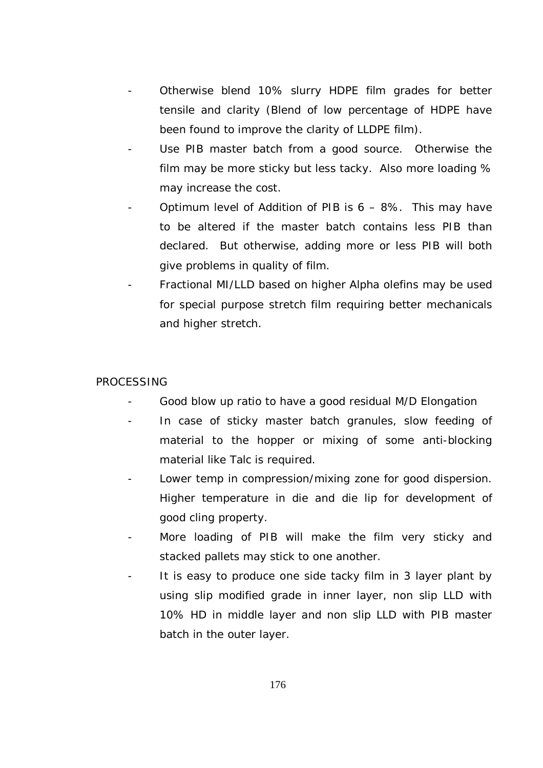- Otherwise blend 10% slurry HDPE film grades for better tensile and clarity (Blend of low percentage of HDPE have been found to improve the clarity of LLDPE film).
- Use PIB master batch from a good source. Otherwise the film may be more sticky but less tacky. Also more loading % may increase the cost.
- Optimum level of Addition of PIB is 6 – 8%. This may have to be altered if the master batch contains less PIB than declared. But otherwise, adding more or less PIB will both give problems in quality of film.
- Fractional MI/LLD based on higher Alpha olefins may be used for special purpose stretch film requiring better mechanicals and higher stretch.

PROCESSING

- Good blow up ratio to have a good residual M/D Elongation
- In case of sticky master batch granules, slow feeding of material to the hopper or mixing of some anti-blocking material like Talc is required.
- Lower temp in compression/mixing zone for good dispersion. Higher temperature in die and die lip for development of good cling property.
- More loading of PIB will make the film very sticky and stacked pallets may stick to one another.
- It is easy to produce one side tacky film in 3 layer plant by using slip modified grade in inner layer, non slip LLD with 10% HD in middle layer and non slip LLD with PIB master batch in the outer layer.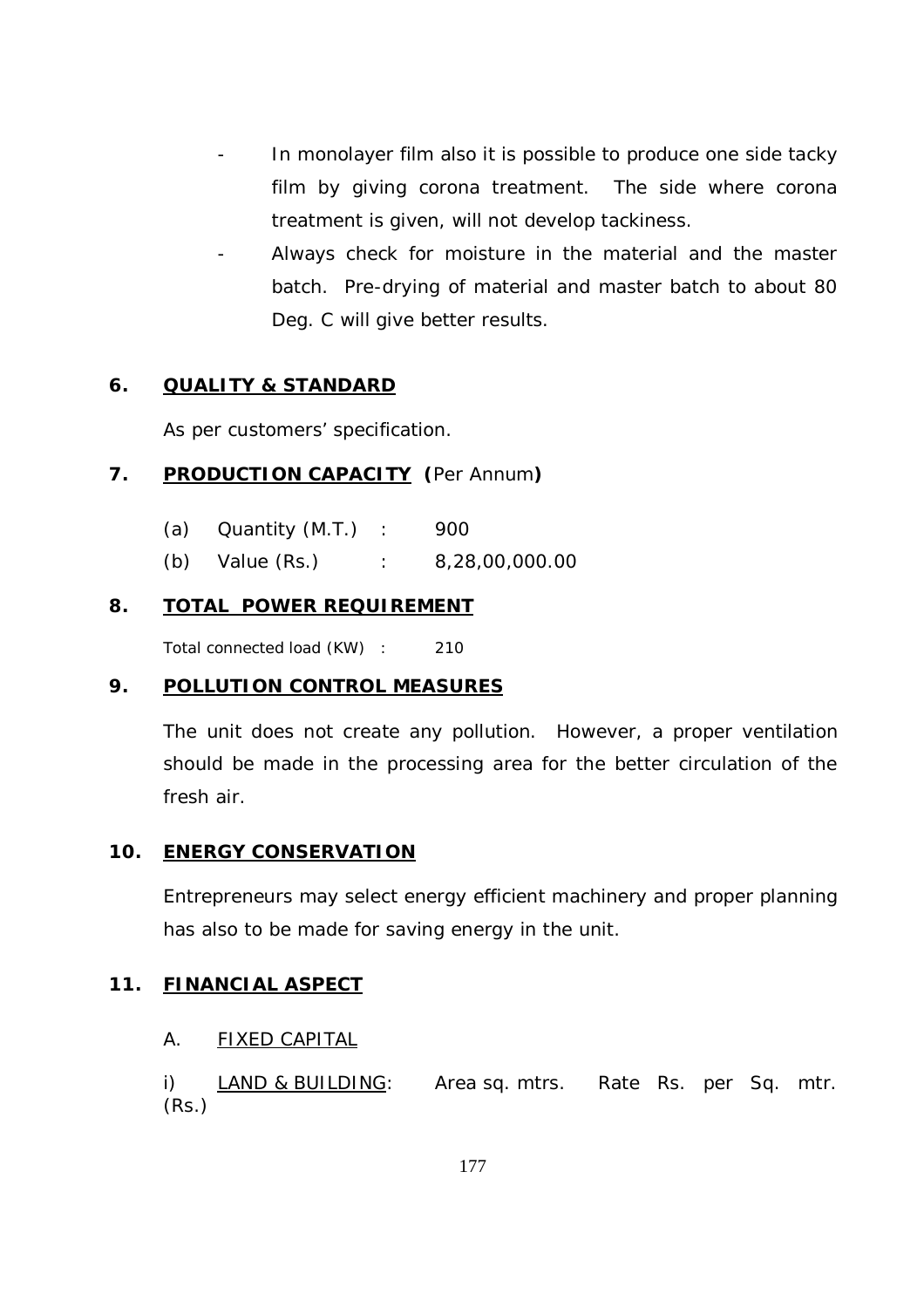- In monolayer film also it is possible to produce one side tacky film by giving corona treatment. The side where corona treatment is given, will not develop tackiness.
- Always check for moisture in the material and the master batch. Pre-drying of material and master batch to about 80 Deg. C will give better results.

## 6. QUALITY & STANDARD

As per customers' specification.

## 7. PRODUCTION CAPACITY (Per Annum)

(a) Quantity (M.T.) : 900

(b) Value (Rs.) : 8,28,00,000.00

## 8. TOTAL POWER REQUIREMENT

Total connected load (KW) : 210

## 9. POLLUTION CONTROL MEASURES

The unit does not create any pollution. However, a proper ventilation should be made in the processing area for the better circulation of the fresh air.

## 10. ENERGY CONSERVATION

Entrepreneurs may select energy efficient machinery and proper planning has also to be made for saving energy in the unit.

## 11. FINANCIAL ASPECT

A. FIXED CAPITAL

i) LAND & BUILDING: Area sq. mtrs. Rate Rs. per Sq. mtr. (Rs.)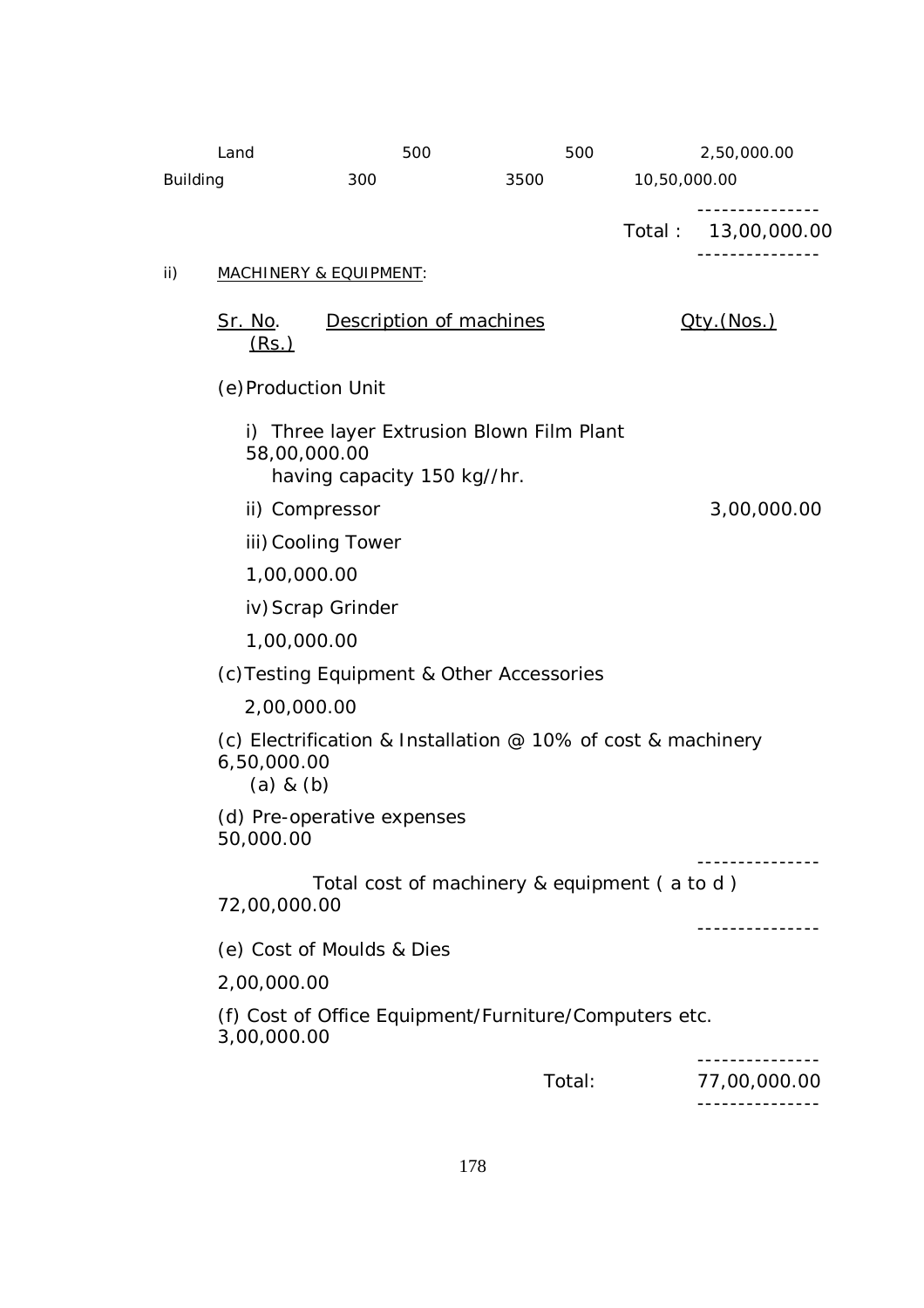| | | | |
|---|---|---|---|
| Land | 500 | 500 | 2,50,000.00 |
| Building | 300 | 3500 | 10,50,000.00 |
| | | Total : | 13,00,000.00 |

ii) MACHINERY & EQUIPMENT:

| Sr. No. | Description of machines | Qty.(Nos.) | (Rs.) |
|---|---|---|---|
| | (e) Production Unit | | |
| | i) Three layer Extrusion Blown Film Plant having capacity 150 kg//hr. | | 58,00,000.00 |
| | ii) Compressor | | 3,00,000.00 |
| | iii) Cooling Tower | | 1,00,000.00 |
| | iv) Scrap Grinder | | 1,00,000.00 |
| | (c) Testing Equipment & Other Accessories | | 2,00,000.00 |
| | (c) Electrification & Installation @ 10% of cost & machinery (a) & (b) | | 6,50,000.00 |
| | (d) Pre-operative expenses | | 50,000.00 |
| | Total cost of machinery & equipment ( a to d ) | | 72,00,000.00 |
| | (e) Cost of Moulds & Dies | | 2,00,000.00 |
| | (f) Cost of Office Equipment/Furniture/Computers etc. | | 3,00,000.00 |
| | | Total: | 77,00,000.00 |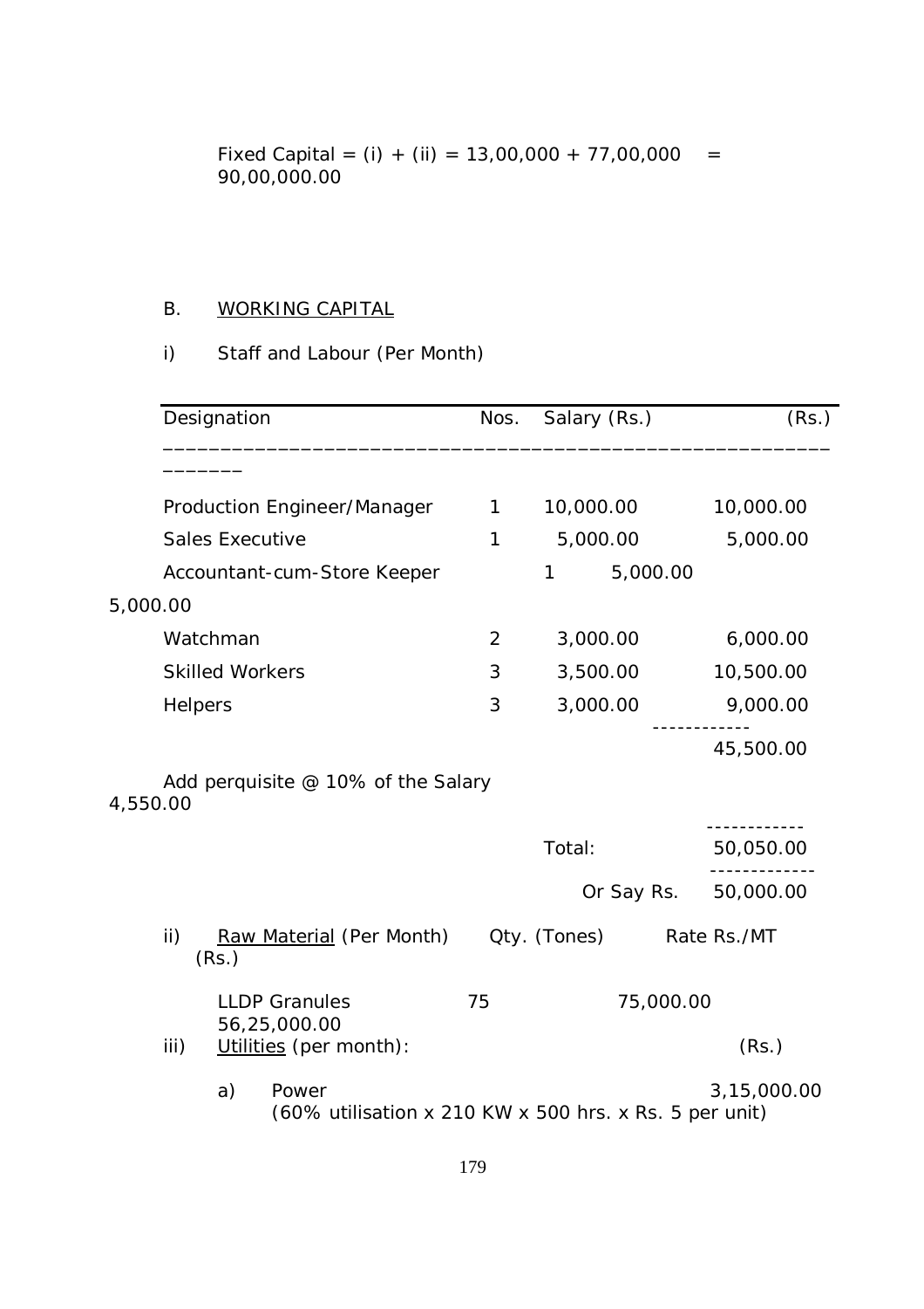Fixed Capital = (i) + (ii) = 13,00,000 + 77,00,000 = 90,00,000.00

B. WORKING CAPITAL

i) Staff and Labour (Per Month)

| Designation | Nos. | Salary (Rs.) | (Rs.) |
|---|---|---|---|
| Production Engineer/Manager | 1 | 10,000.00 | 10,000.00 |
| Sales Executive | 1 | 5,000.00 | 5,000.00 |
| Accountant-cum-Store Keeper | 1 | 5,000.00 | 5,000.00 |
| Watchman | 2 | 3,000.00 | 6,000.00 |
| Skilled Workers | 3 | 3,500.00 | 10,500.00 |
| Helpers | 3 | 3,000.00 | 9,000.00 |
| | | | 45,500.00 |
| Add perquisite @ 10% of the Salary | | | 4,550.00 |
| | | Total: | 50,050.00 |
| | | Or Say Rs. | 50,000.00 |

ii) Raw Material (Per Month)

| Item | Qty. (Tones) | Rate Rs./MT | (Rs.) |
|---|---|---|---|
| LLDP Granules | 75 | 75,000.00 | 56,25,000.00 |

iii) Utilities (per month):

| | (Rs.) |
|---|---|
| a) Power (60% utilisation x 210 KW x 500 hrs. x Rs. 5 per unit) | 3,15,000.00 |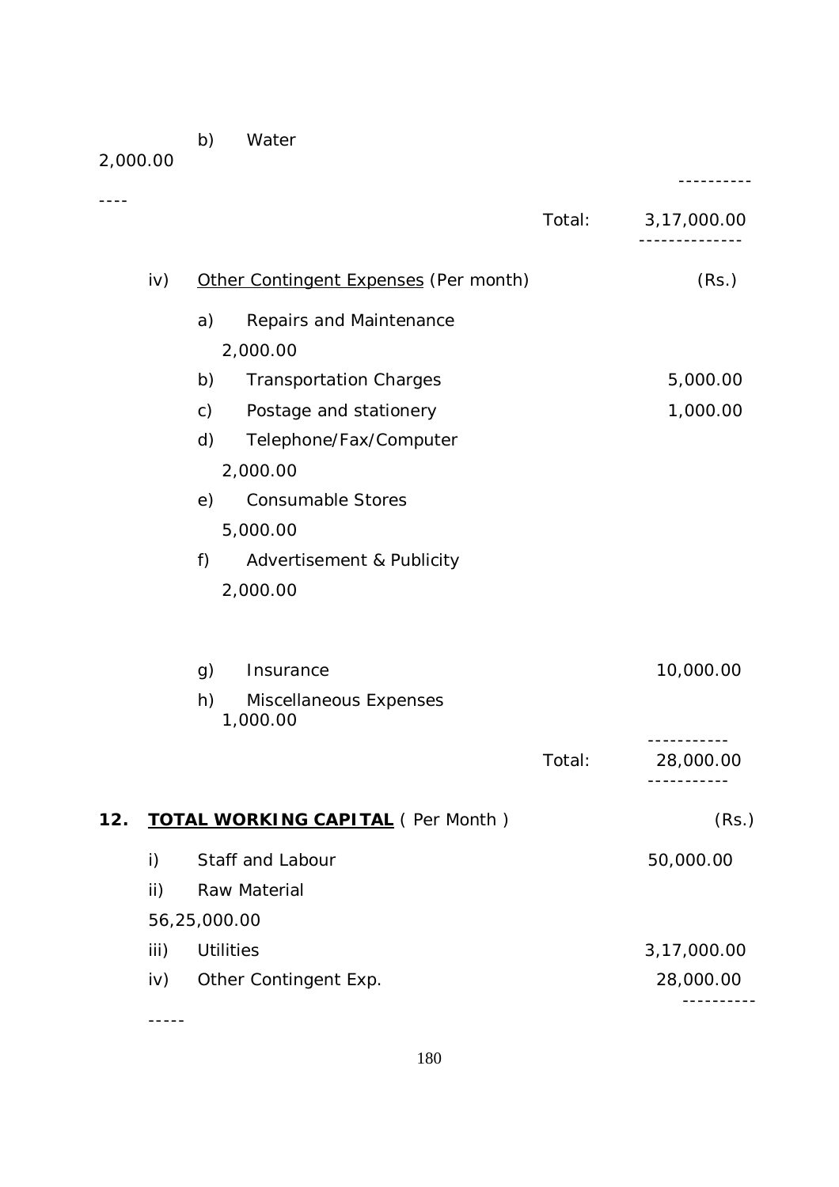b) Water 2,000.00

| | | |
|---|---|---|
| | Total: | 3,17,000.00 |

iv) <u>Other Contingent Expenses</u> (Per month) (Rs.)

| | Item | Amount |
|---|---|---|
| a) | Repairs and Maintenance | 2,000.00 |
| b) | Transportation Charges | 5,000.00 |
| c) | Postage and stationery | 1,000.00 |
| d) | Telephone/Fax/Computer | 2,000.00 |
| e) | Consumable Stores | 5,000.00 |
| f) | Advertisement & Publicity | 2,000.00 |
| g) | Insurance | 10,000.00 |
| h) | Miscellaneous Expenses | 1,000.00 |
| | Total: | 28,000.00 |

**12. <u>TOTAL WORKING CAPITAL</u>** ( Per Month ) (Rs.)

| | Item | Amount |
|---|---|---|
| i) | Staff and Labour | 50,000.00 |
| ii) | Raw Material | 56,25,000.00 |
| iii) | Utilities | 3,17,000.00 |
| iv) | Other Contingent Exp. | 28,000.00 |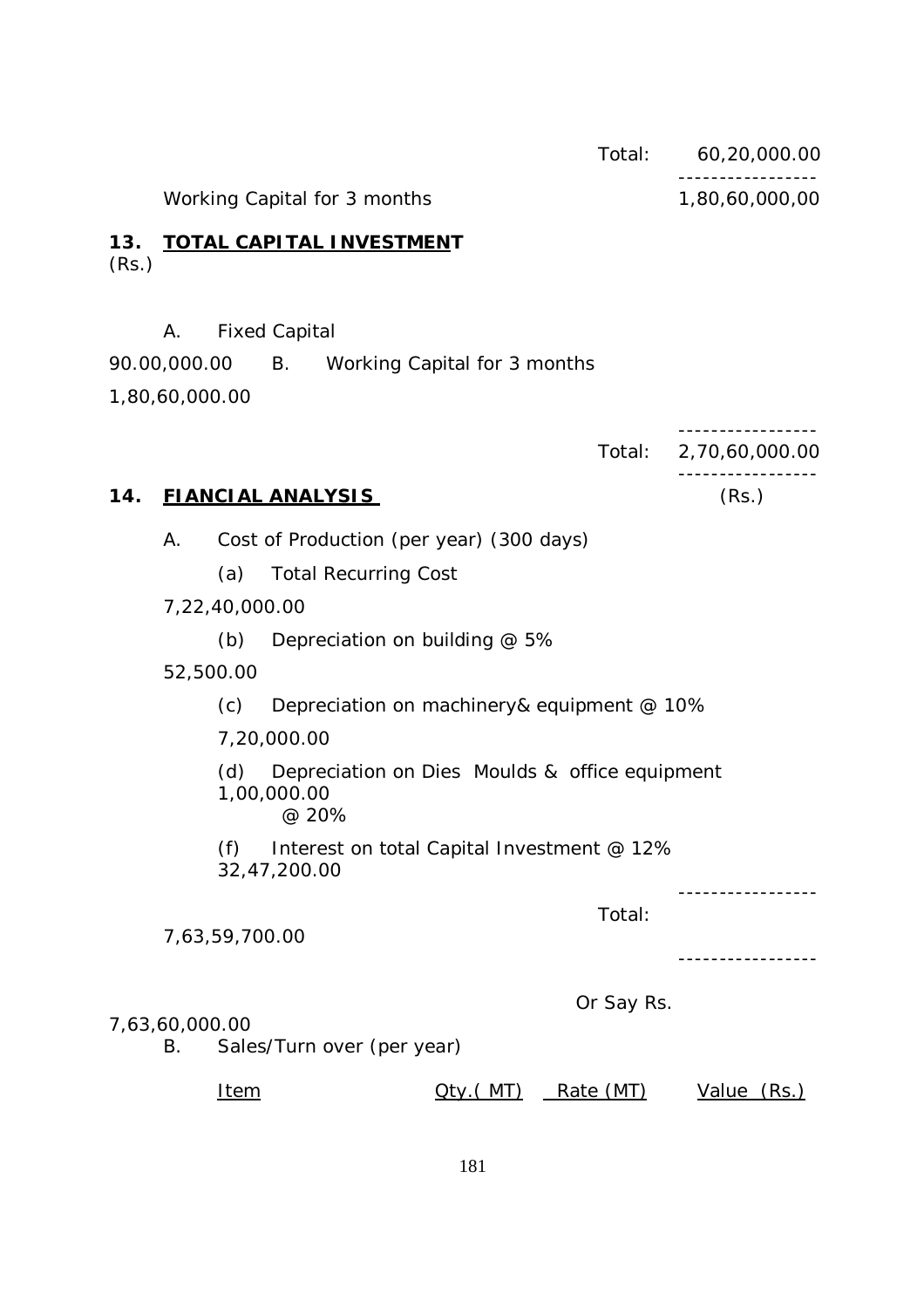| | Total: | 60,20,000.00 |
|---|---|---|
| Working Capital for 3 months | | 1,80,60,000,00 |

## 13. TOTAL CAPITAL INVESTMENT

(Rs.)

| | |
|---|---|
| A. Fixed Capital | 90.00,000.00 |
| B. Working Capital for 3 months | 1,80,60,000.00 |
| Total: | 2,70,60,000.00 |

## 14. FIANCIAL ANALYSIS

(Rs.)

A. Cost of Production (per year) (300 days)

| | |
|---|---|
| (a) Total Recurring Cost | 7,22,40,000.00 |
| (b) Depreciation on building @ 5% | 52,500.00 |
| (c) Depreciation on machinery& equipment @ 10% | 7,20,000.00 |
| (d) Depreciation on Dies Moulds & office equipment @ 20% | 1,00,000.00 |
| (f) Interest on total Capital Investment @ 12% | 32,47,200.00 |
| Total: | 7,63,59,700.00 |
| Or Say Rs. | 7,63,60,000.00 |

B. Sales/Turn over (per year)

| Item | Qty.( MT) | Rate (MT) | Value (Rs.) |
|---|---|---|---|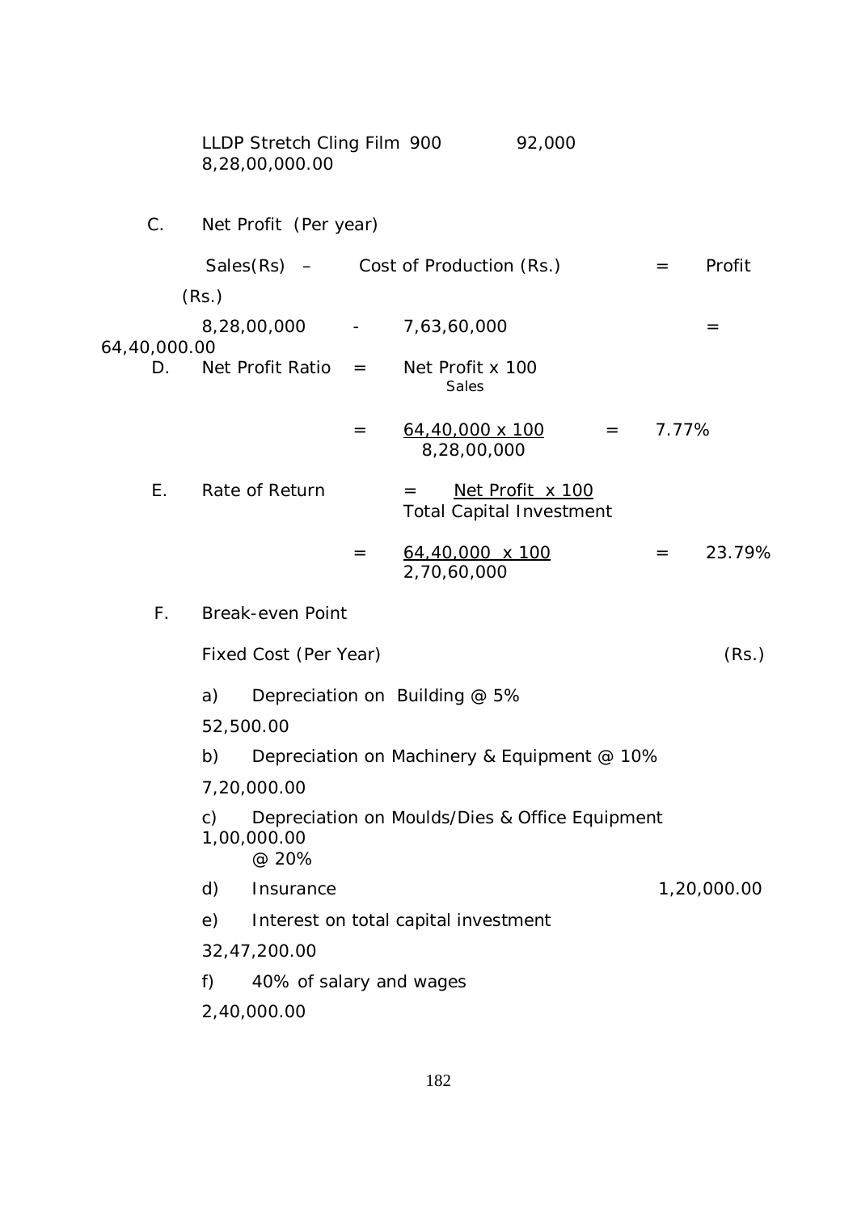| | | |
|---|---|---|
| LLDP Stretch Cling Film | 900 | 92,000 | 
| 8,28,00,000.00 | | |

C. Net Profit (Per year)

| Sales(Rs) – | Cost of Production (Rs.) | = | Profit (Rs.) |
|---|---|---|---|
| 8,28,00,000 - | 7,63,60,000 | = | 64,40,000.00 |

D. Net Profit Ratio = $\frac{\text{Net Profit x 100}}{\text{Sales}}$

= $\frac{\text{64,40,000 x 100}}{\text{8,28,00,000}}$ = 7.77%

E. Rate of Return = $\frac{\text{Net Profit x 100}}{\text{Total Capital Investment}}$

= $\frac{\text{64,40,000 x 100}}{\text{2,70,60,000}}$ = 23.79%

F. Break-even Point

| Fixed Cost (Per Year) | (Rs.) |
|---|---|
| a) Depreciation on Building @ 5% | 52,500.00 |
| b) Depreciation on Machinery & Equipment @ 10% | 7,20,000.00 |
| c) Depreciation on Moulds/Dies & Office Equipment @ 20% | 1,00,000.00 |
| d) Insurance | 1,20,000.00 |
| e) Interest on total capital investment | 32,47,200.00 |
| f) 40% of salary and wages | 2,40,000.00 |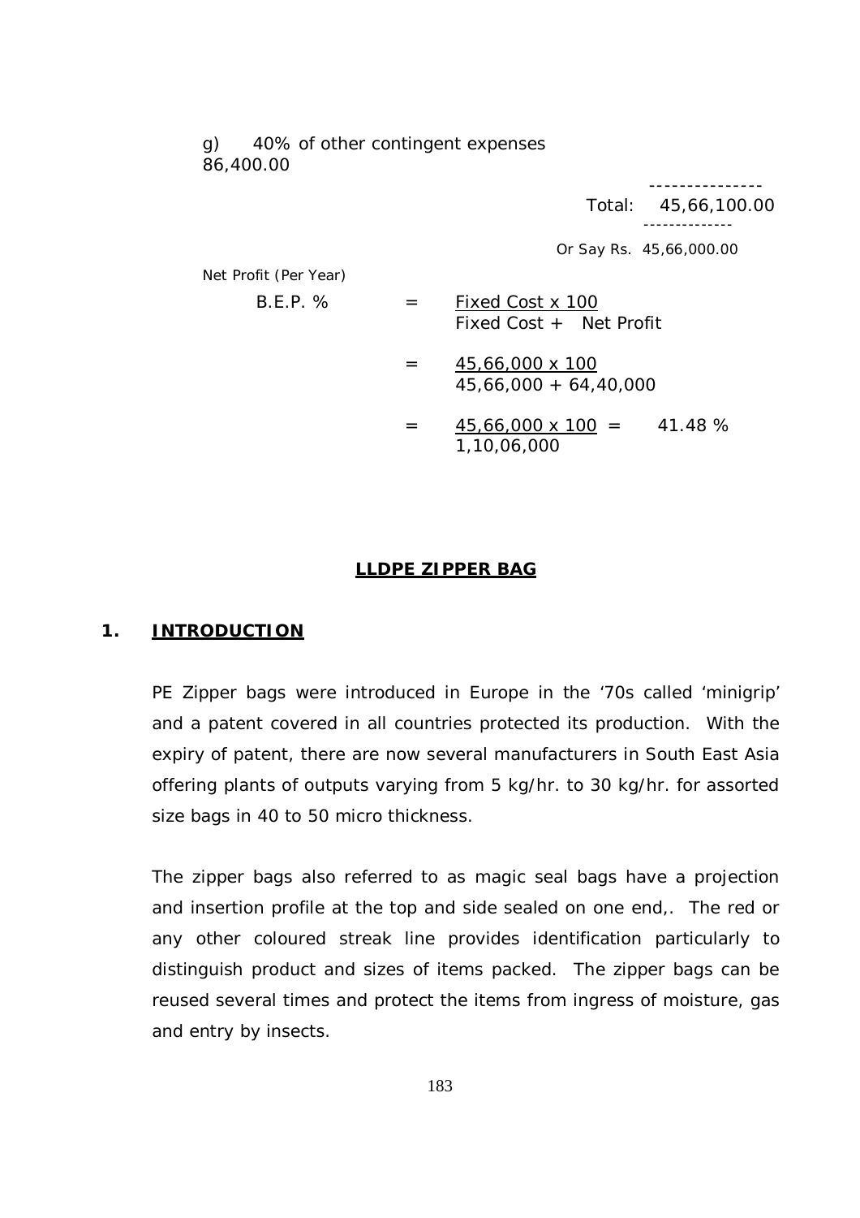g) 40% of other contingent expenses 86,400.00

---------------

Total: 45,66,100.00

--------------

Or Say Rs. 45,66,000.00

Net Profit (Per Year)

$$\text{B.E.P. \%} = \frac{\text{Fixed Cost x 100}}{\text{Fixed Cost + Net Profit}}$$

$$= \frac{45,66,000 \times 100}{45,66,000 + 64,40,000}$$

$$= \frac{45,66,000 \times 100}{1,10,06,000} = 41.48\ \%$$

## LLDPE ZIPPER BAG

## 1. INTRODUCTION

PE Zipper bags were introduced in Europe in the '70s called 'minigrip' and a patent covered in all countries protected its production. With the expiry of patent, there are now several manufacturers in South East Asia offering plants of outputs varying from 5 kg/hr. to 30 kg/hr. for assorted size bags in 40 to 50 micro thickness.

The zipper bags also referred to as magic seal bags have a projection and insertion profile at the top and side sealed on one end,. The red or any other coloured streak line provides identification particularly to distinguish product and sizes of items packed. The zipper bags can be reused several times and protect the items from ingress of moisture, gas and entry by insects.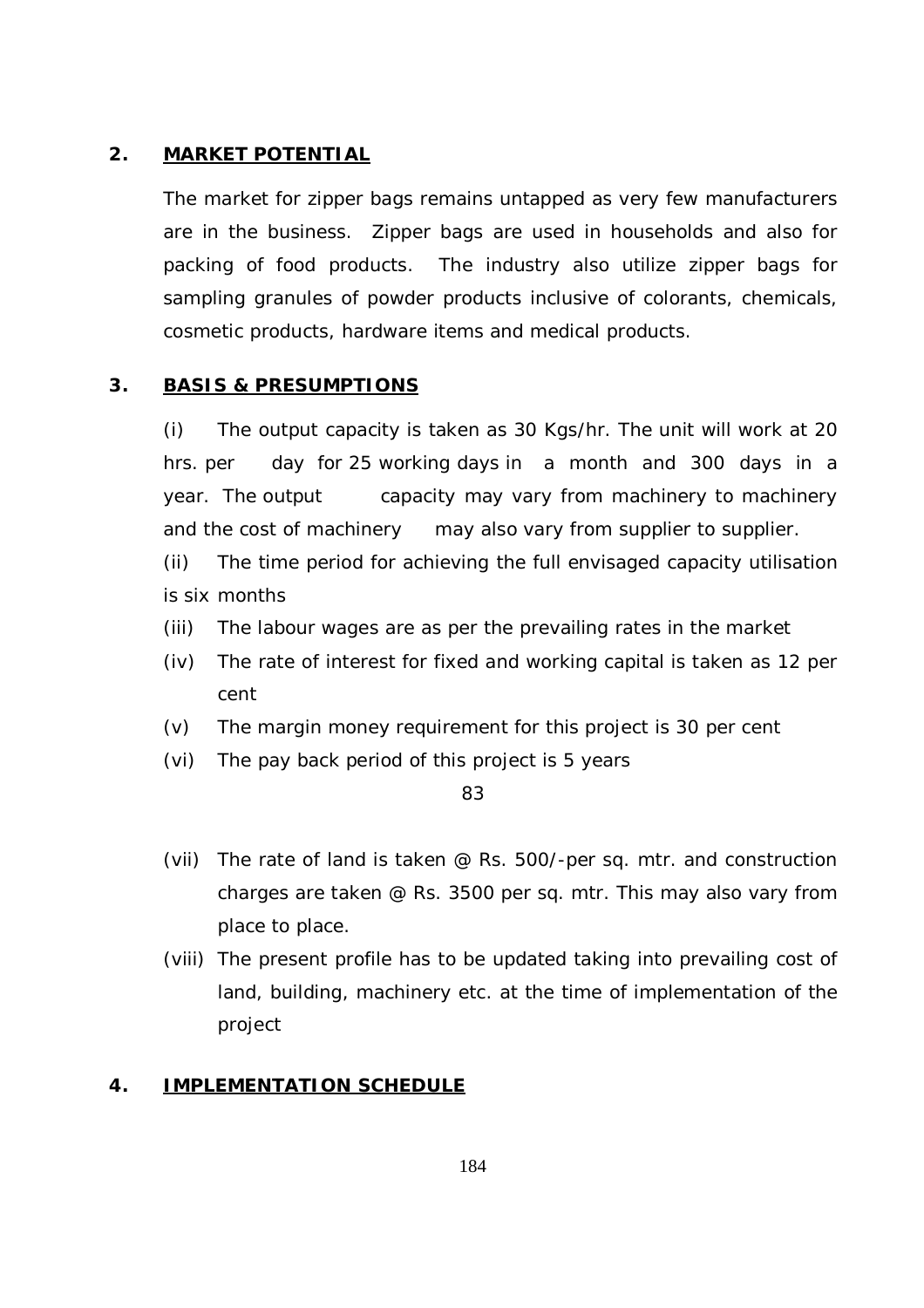## 2. MARKET POTENTIAL

The market for zipper bags remains untapped as very few manufacturers are in the business. Zipper bags are used in households and also for packing of food products. The industry also utilize zipper bags for sampling granules of powder products inclusive of colorants, chemicals, cosmetic products, hardware items and medical products.

## 3. BASIS & PRESUMPTIONS

(i) The output capacity is taken as 30 Kgs/hr. The unit will work at 20 hrs. per day for 25 working days in a month and 300 days in a year. The output capacity may vary from machinery to machinery and the cost of machinery may also vary from supplier to supplier.

(ii) The time period for achieving the full envisaged capacity utilisation is six months

(iii) The labour wages are as per the prevailing rates in the market

(iv) The rate of interest for fixed and working capital is taken as 12 per cent

(v) The margin money requirement for this project is 30 per cent

(vi) The pay back period of this project is 5 years

(vii) The rate of land is taken @ Rs. 500/-per sq. mtr. and construction charges are taken @ Rs. 3500 per sq. mtr. This may also vary from place to place.

(viii) The present profile has to be updated taking into prevailing cost of land, building, machinery etc. at the time of implementation of the project

## 4. IMPLEMENTATION SCHEDULE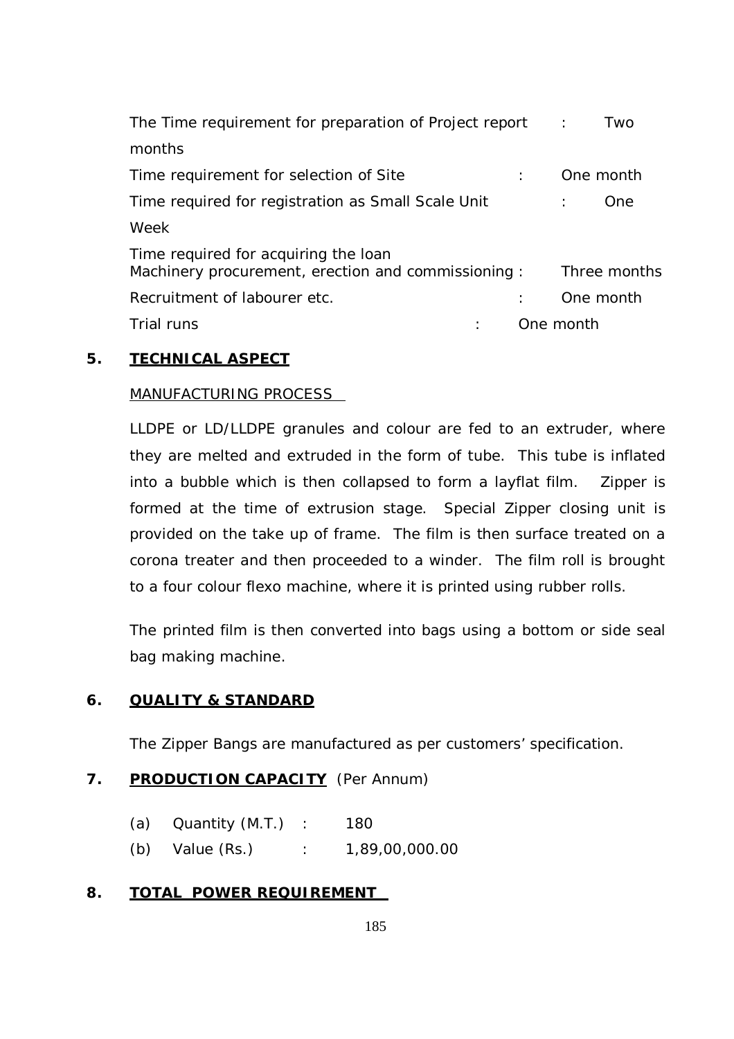The Time requirement for preparation of Project report : Two months

Time requirement for selection of Site : One month

Time required for registration as Small Scale Unit : One Week

Time required for acquiring the loan
Machinery procurement, erection and commissioning : Three months

Recruitment of labourer etc. : One month

Trial runs : One month

## 5. TECHNICAL ASPECT

MANUFACTURING PROCESS

LLDPE or LD/LLDPE granules and colour are fed to an extruder, where they are melted and extruded in the form of tube. This tube is inflated into a bubble which is then collapsed to form a layflat film. Zipper is formed at the time of extrusion stage. Special Zipper closing unit is provided on the take up of frame. The film is then surface treated on a corona treater and then proceeded to a winder. The film roll is brought to a four colour flexo machine, where it is printed using rubber rolls.

The printed film is then converted into bags using a bottom or side seal bag making machine.

## 6. QUALITY & STANDARD

The Zipper Bangs are manufactured as per customers' specification.

## 7. PRODUCTION CAPACITY (Per Annum)

(a) Quantity (M.T.) : 180

(b) Value (Rs.) : 1,89,00,000.00

## 8. TOTAL POWER REQUIREMENT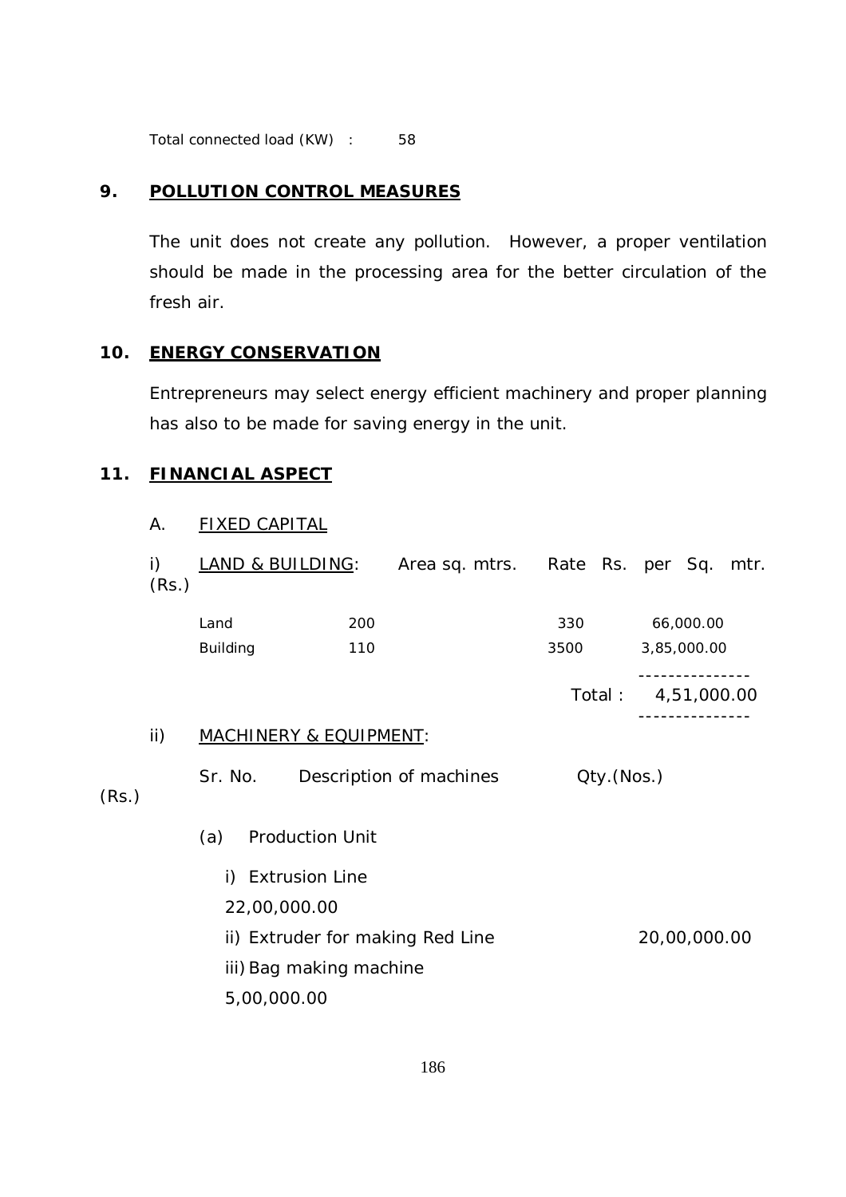Total connected load (KW) : 58

## 9. POLLUTION CONTROL MEASURES

The unit does not create any pollution. However, a proper ventilation should be made in the processing area for the better circulation of the fresh air.

## 10. ENERGY CONSERVATION

Entrepreneurs may select energy efficient machinery and proper planning has also to be made for saving energy in the unit.

## 11. FINANCIAL ASPECT

A. FIXED CAPITAL

i) LAND & BUILDING:

| | Area sq. mtrs. | Rate Rs. per Sq. mtr. | (Rs.) |
|---|---|---|---|
| Land | 200 | 330 | 66,000.00 |
| Building | 110 | 3500 | 3,85,000.00 |
| | | Total : | 4,51,000.00 |

ii) MACHINERY & EQUIPMENT:

| Sr. No. | Description of machines | Qty.(Nos.) | (Rs.) |
|---|---|---|---|
| (a) | Production Unit | | |
| | i) Extrusion Line | | 22,00,000.00 |
| | ii) Extruder for making Red Line | | 20,00,000.00 |
| | iii) Bag making machine | | 5,00,000.00 |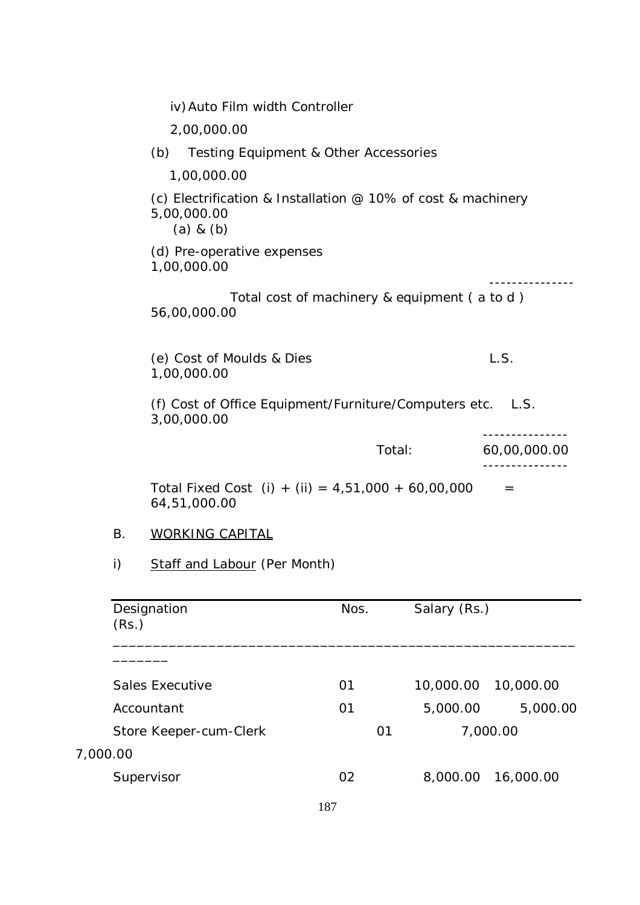iv) Auto Film width Controller

2,00,000.00

(b) Testing Equipment & Other Accessories

1,00,000.00

(c) Electrification & Installation @ 10% of cost & machinery (a) & (b)
5,00,000.00

(d) Pre-operative expenses
1,00,000.00

---------------

Total cost of machinery & equipment ( a to d )
56,00,000.00

(e) Cost of Moulds & Dies L.S.
1,00,000.00

(f) Cost of Office Equipment/Furniture/Computers etc. L.S.
3,00,000.00

---------------

Total: 60,00,000.00

---------------

Total Fixed Cost (i) + (ii) = 4,51,000 + 60,00,000 = 64,51,000.00

B. <u>WORKING CAPITAL</u>

i) <u>Staff and Labour</u> (Per Month)

| Designation | Nos. | Salary (Rs.) | (Rs.) |
|---|---|---|---|
| Sales Executive | 01 | 10,000.00 | 10,000.00 |
| Accountant | 01 | 5,000.00 | 5,000.00 |
| Store Keeper-cum-Clerk | 01 | 7,000.00 | 7,000.00 |
| Supervisor | 02 | 8,000.00 | 16,000.00 |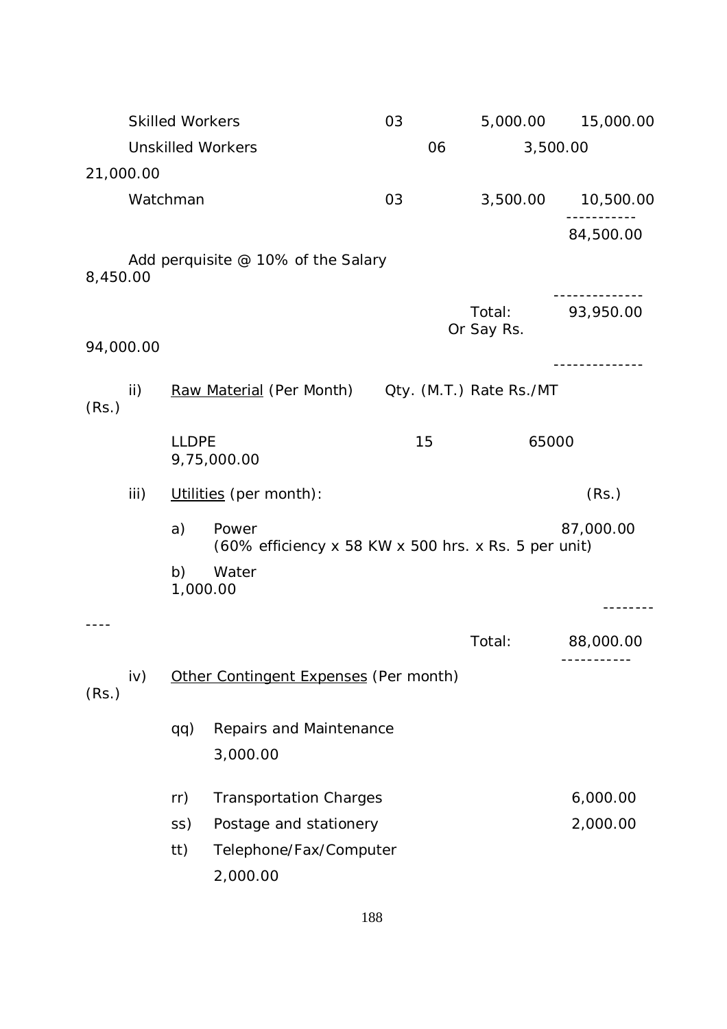| | Nos. | Rate (Rs.) | Amount (Rs.) |
|---|---|---|---|
| Skilled Workers | 03 | 5,000.00 | 15,000.00 |
| Unskilled Workers | 06 | 3,500.00 | 21,000.00 |
| Watchman | 03 | 3,500.00 | 10,500.00 |
| | | | ----------- |
| | | | 84,500.00 |
| Add perquisite @ 10% of the Salary | | | 8,450.00 |
| | | | -------------- |
| | | Total: | 93,950.00 |
| | | Or Say Rs. | 94,000.00 |
| | | | -------------- |

ii) Raw Material (Per Month)

| | Qty. (M.T.) | Rate Rs./MT | (Rs.) |
|---|---|---|---|
| LLDPE | 15 | 65000 | 9,75,000.00 |

iii) Utilities (per month):

| | | (Rs.) |
|---|---|---|
| a) | Power (60% efficiency x 58 KW x 500 hrs. x Rs. 5 per unit) | 87,000.00 |
| b) | Water | 1,000.00 |
| | | ------------ |
| | Total: | 88,000.00 |
| | | ----------- |

iv) Other Contingent Expenses (Per month)

| | | (Rs.) |
|---|---|---|
| qq) | Repairs and Maintenance | 3,000.00 |
| rr) | Transportation Charges | 6,000.00 |
| ss) | Postage and stationery | 2,000.00 |
| tt) | Telephone/Fax/Computer | 2,000.00 |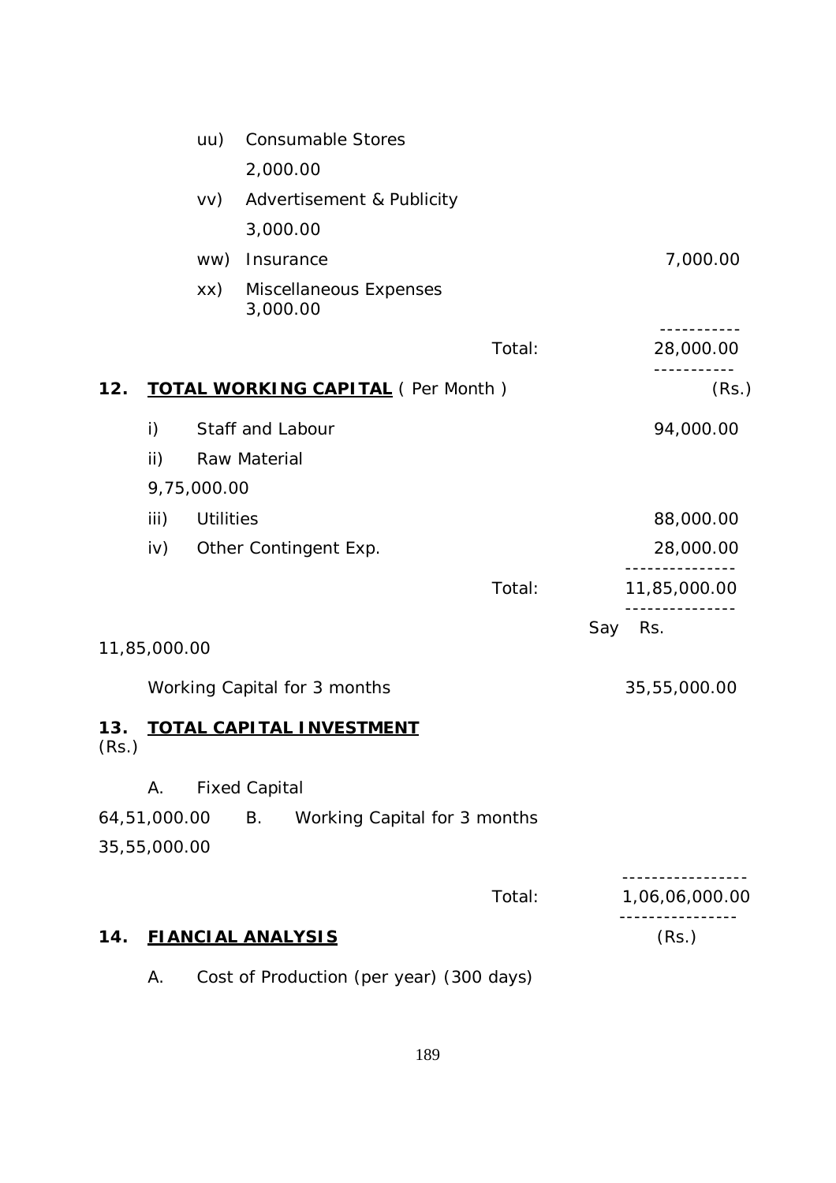| | | |
|---|---|---|
| uu) | Consumable Stores | 2,000.00 |
| vv) | Advertisement & Publicity | 3,000.00 |
| ww) | Insurance | 7,000.00 |
| xx) | Miscellaneous Expenses | 3,000.00 |
| | **Total:** | 28,000.00 |

**12. TOTAL WORKING CAPITAL ( Per Month )** (Rs.)

| | | |
|---|---|---|
| i) | Staff and Labour | 94,000.00 |
| ii) | Raw Material | 9,75,000.00 |
| iii) | Utilities | 88,000.00 |
| iv) | Other Contingent Exp. | 28,000.00 |
| | Total: | 11,85,000.00 |
| | | Say Rs. 11,85,000.00 |
| | Working Capital for 3 months | 35,55,000.00 |

**13. TOTAL CAPITAL INVESTMENT** (Rs.)

| | | |
|---|---|---|
| A. | Fixed Capital | 64,51,000.00 |
| B. | Working Capital for 3 months | 35,55,000.00 |
| | Total: | 1,06,06,000.00 |

**14. FIANCIAL ANALYSIS** (Rs.)

A. Cost of Production (per year) (300 days)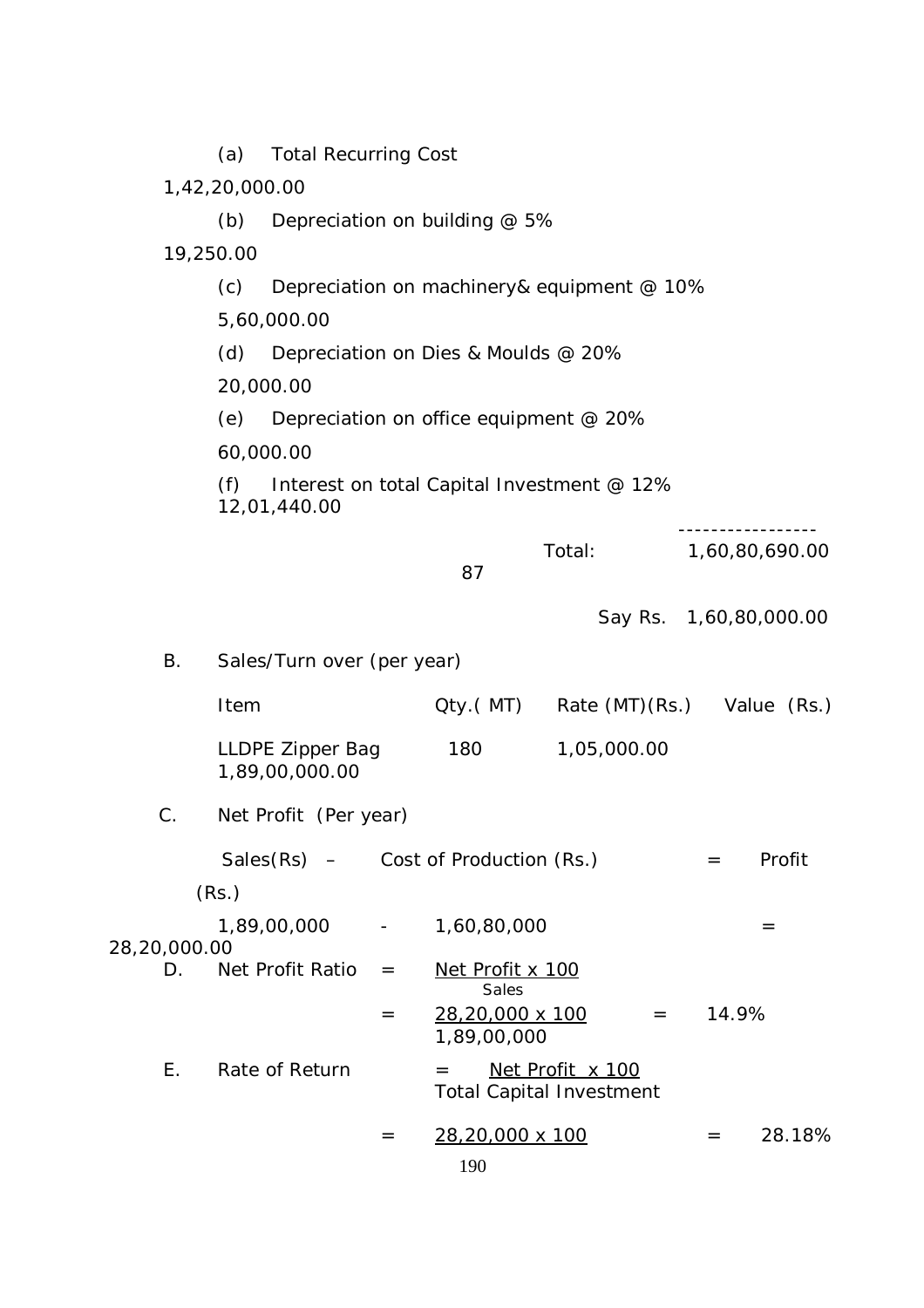(a) Total Recurring Cost 1,42,20,000.00

(b) Depreciation on building @ 5% 19,250.00

(c) Depreciation on machinery& equipment @ 10% 5,60,000.00

(d) Depreciation on Dies & Moulds @ 20% 20,000.00

(e) Depreciation on office equipment @ 20% 60,000.00

(f) Interest on total Capital Investment @ 12% 12,01,440.00

-----------------

Total: 1,60,80,690.00

87

Say Rs. 1,60,80,000.00

B. Sales/Turn over (per year)

| Item | Qty.( MT) | Rate (MT)(Rs.) | Value (Rs.) |
|---|---|---|---|
| LLDPE Zipper Bag | 180 | 1,05,000.00 | 1,89,00,000.00 |

C. Net Profit (Per year)

Sales(Rs) – Cost of Production (Rs.) = Profit (Rs.)

1,89,00,000 - 1,60,80,000 = 28,20,000.00

D. Net Profit Ratio $= \frac{\text{Net Profit} \times 100}{\text{Sales}}$

$= \frac{28,20,000 \times 100}{1,89,00,000} = 14.9\%$

E. Rate of Return $= \frac{\text{Net Profit} \times 100}{\text{Total Capital Investment}}$

$= \frac{28,20,000 \times 100}{} = 28.18\%$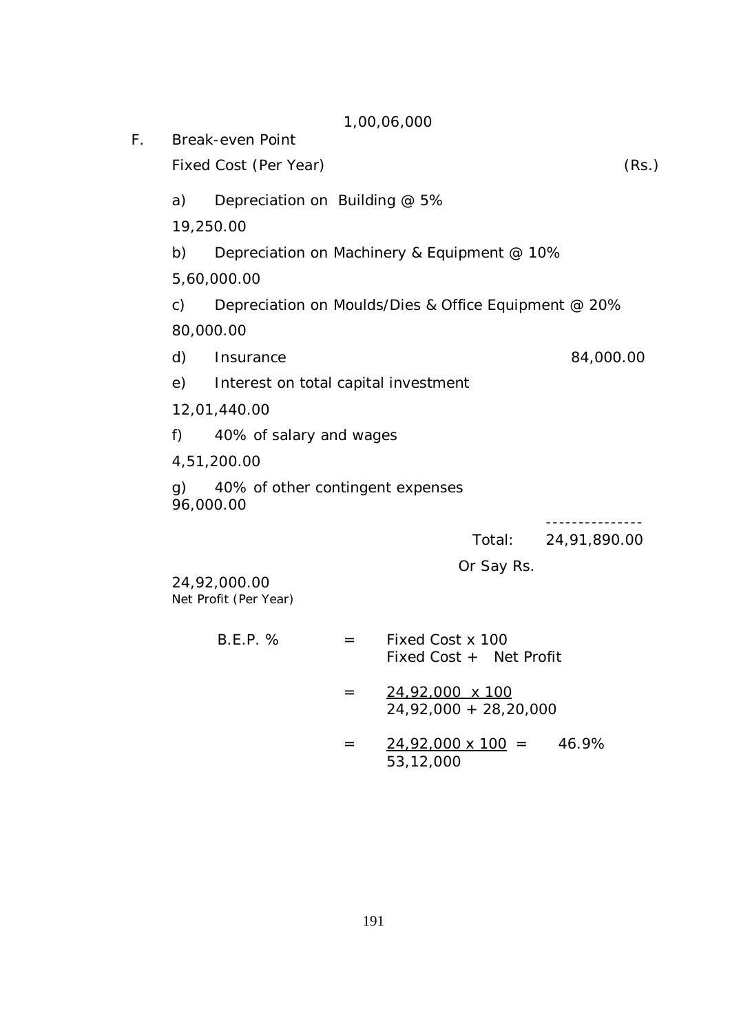1,00,06,000

F. Break-even Point

| Fixed Cost (Per Year) | (Rs.) |
|---|---|
| a) Depreciation on Building @ 5% | 19,250.00 |
| b) Depreciation on Machinery & Equipment @ 10% | 5,60,000.00 |
| c) Depreciation on Moulds/Dies & Office Equipment @ 20% | 80,000.00 |
| d) Insurance | 84,000.00 |
| e) Interest on total capital investment | 12,01,440.00 |
| f) 40% of salary and wages | 4,51,200.00 |
| g) 40% of other contingent expenses | 96,000.00 |
| Total: | 24,91,890.00 |
| Or Say Rs. | 24,92,000.00 |

Net Profit (Per Year)

$$\text{B.E.P. \%} = \frac{\text{Fixed Cost} \times 100}{\text{Fixed Cost} + \text{Net Profit}}$$

$$= \frac{24{,}92{,}000 \times 100}{24{,}92{,}000 + 28{,}20{,}000}$$

$$= \frac{24{,}92{,}000 \times 100}{53{,}12{,}000} = 46.9\%$$